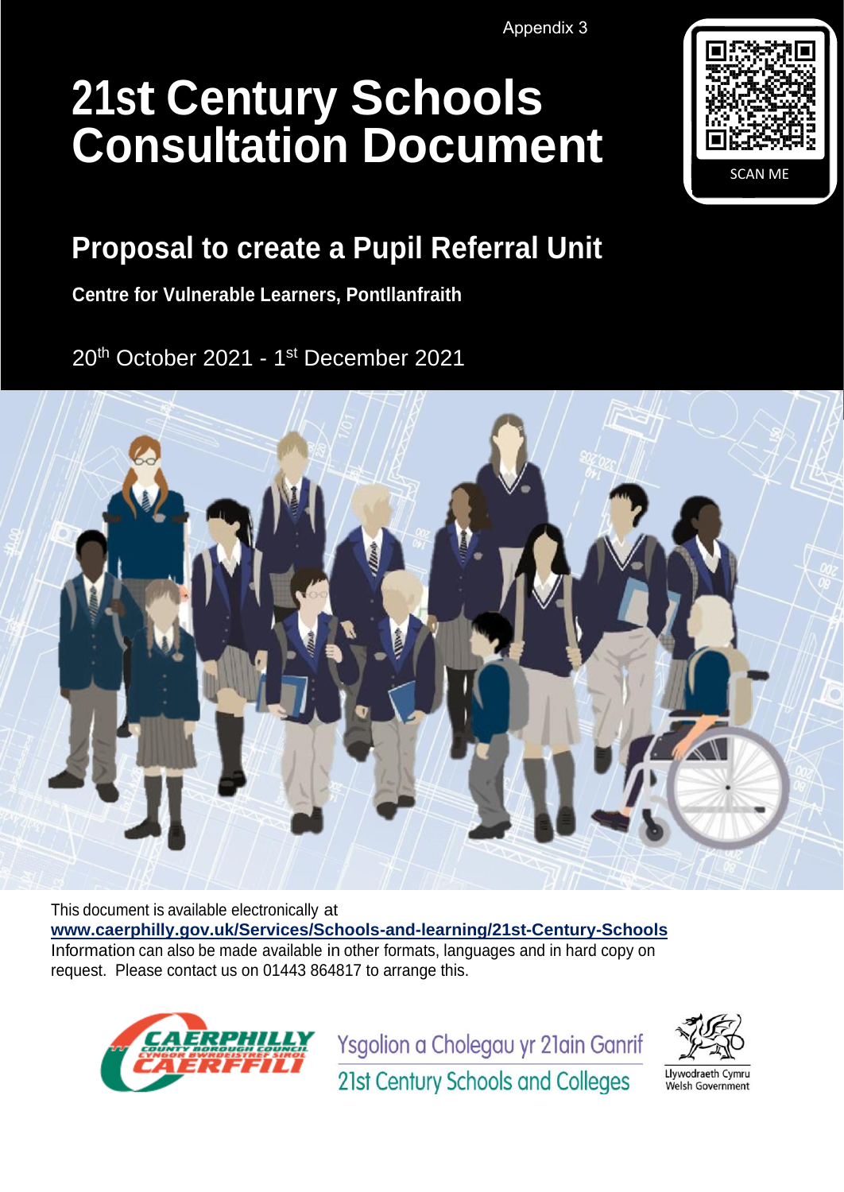Appendix 3

# 21st Century Schools Consultation Document

SCAN ME

## Proposal to create a Pupil Referral Unit

**Centre for Vulnerable Learners, Pontllanfraith**

20th October 2021 - 1st December 2021

This document is available electronically at **www.caerphilly.gov.uk/Services/Schools-and-learning/21st-Century-Schools**
Information can also be made available in other formats, languages and in hard copy on request. Please contact us on 01443 864817 to arrange this.

Caerphilly County Borough Council / Cyngor Bwrdeistref Sirol Caerffili

Ysgolion a Cholegau yr 21ain Ganrif
21st Century Schools and Colleges

Llywodraeth Cymru
Welsh Government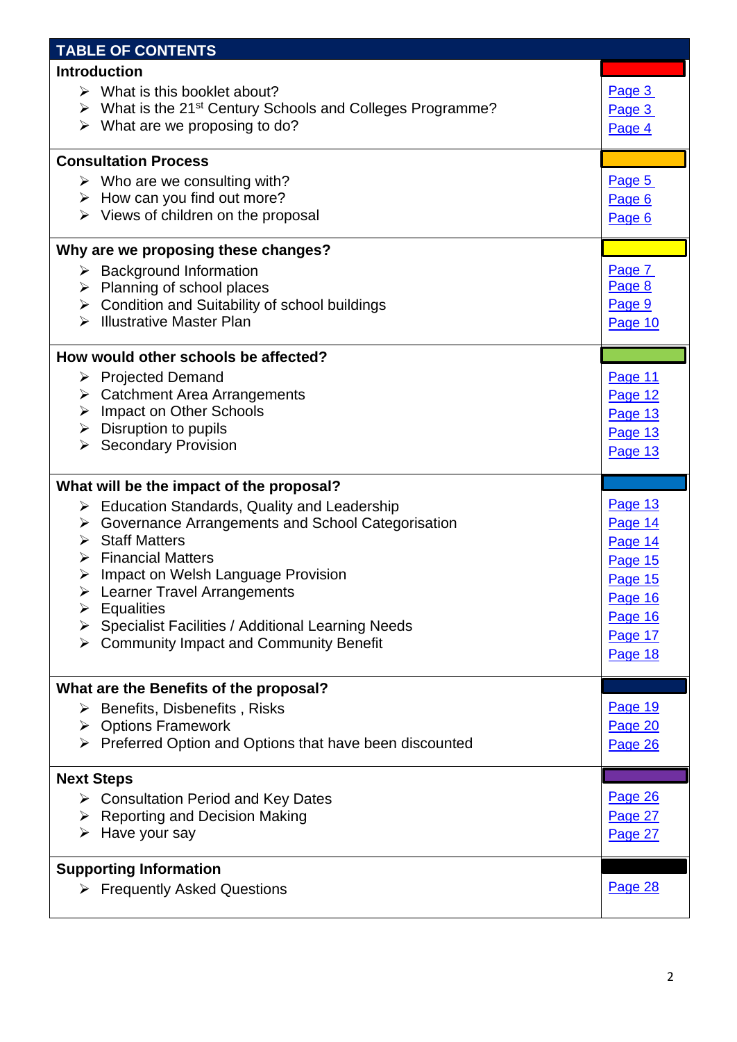| TABLE OF CONTENTS | |
|---|---|
| **Introduction** | |
| ➢ What is this booklet about? | Page 3 |
| ➢ What is the 21st Century Schools and Colleges Programme? | Page 3 |
| ➢ What are we proposing to do? | Page 4 |
| **Consultation Process** | |
| ➢ Who are we consulting with? | Page 5 |
| ➢ How can you find out more? | Page 6 |
| ➢ Views of children on the proposal | Page 6 |
| **Why are we proposing these changes?** | |
| ➢ Background Information | Page 7 |
| ➢ Planning of school places | Page 8 |
| ➢ Condition and Suitability of school buildings | Page 9 |
| ➢ Illustrative Master Plan | Page 10 |
| **How would other schools be affected?** | |
| ➢ Projected Demand | Page 11 |
| ➢ Catchment Area Arrangements | Page 12 |
| ➢ Impact on Other Schools | Page 13 |
| ➢ Disruption to pupils | Page 13 |
| ➢ Secondary Provision | Page 13 |
| **What will be the impact of the proposal?** | |
| ➢ Education Standards, Quality and Leadership | Page 13 |
| ➢ Governance Arrangements and School Categorisation | Page 14 |
| ➢ Staff Matters | Page 14 |
| ➢ Financial Matters | Page 15 |
| ➢ Impact on Welsh Language Provision | Page 15 |
| ➢ Learner Travel Arrangements | Page 16 |
| ➢ Equalities | Page 16 |
| ➢ Specialist Facilities / Additional Learning Needs | Page 17 |
| ➢ Community Impact and Community Benefit | Page 18 |
| **What are the Benefits of the proposal?** | |
| ➢ Benefits, Disbenefits , Risks | Page 19 |
| ➢ Options Framework | Page 20 |
| ➢ Preferred Option and Options that have been discounted | Page 26 |
| **Next Steps** | |
| ➢ Consultation Period and Key Dates | Page 26 |
| ➢ Reporting and Decision Making | Page 27 |
| ➢ Have your say | Page 27 |
| **Supporting Information** | |
| ➢ Frequently Asked Questions | Page 28 |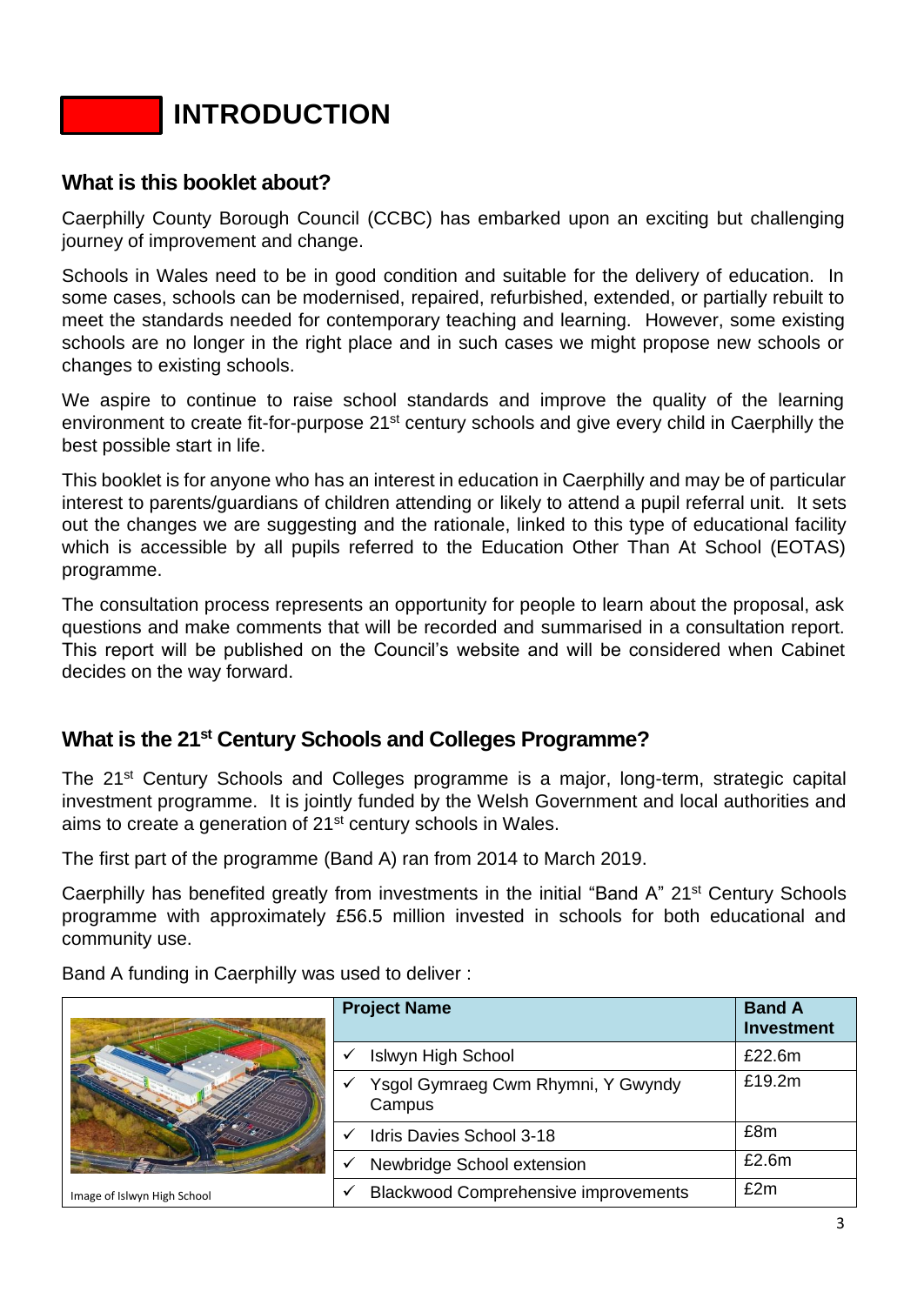# INTRODUCTION

## What is this booklet about?

Caerphilly County Borough Council (CCBC) has embarked upon an exciting but challenging journey of improvement and change.

Schools in Wales need to be in good condition and suitable for the delivery of education. In some cases, schools can be modernised, repaired, refurbished, extended, or partially rebuilt to meet the standards needed for contemporary teaching and learning. However, some existing schools are no longer in the right place and in such cases we might propose new schools or changes to existing schools.

We aspire to continue to raise school standards and improve the quality of the learning environment to create fit-for-purpose 21st century schools and give every child in Caerphilly the best possible start in life.

This booklet is for anyone who has an interest in education in Caerphilly and may be of particular interest to parents/guardians of children attending or likely to attend a pupil referral unit. It sets out the changes we are suggesting and the rationale, linked to this type of educational facility which is accessible by all pupils referred to the Education Other Than At School (EOTAS) programme.

The consultation process represents an opportunity for people to learn about the proposal, ask questions and make comments that will be recorded and summarised in a consultation report. This report will be published on the Council's website and will be considered when Cabinet decides on the way forward.

## What is the 21st Century Schools and Colleges Programme?

The 21st Century Schools and Colleges programme is a major, long-term, strategic capital investment programme. It is jointly funded by the Welsh Government and local authorities and aims to create a generation of 21st century schools in Wales.

The first part of the programme (Band A) ran from 2014 to March 2019.

Caerphilly has benefited greatly from investments in the initial "Band A" 21st Century Schools programme with approximately £56.5 million invested in schools for both educational and community use.

Band A funding in Caerphilly was used to deliver :

| Project Name | Band A Investment |
|---|---|
| ✓ Islwyn High School | £22.6m |
| ✓ Ysgol Gymraeg Cwm Rhymni, Y Gwyndy Campus | £19.2m |
| ✓ Idris Davies School 3-18 | £8m |
| ✓ Newbridge School extension | £2.6m |
| ✓ Blackwood Comprehensive improvements | £2m |

Image of Islwyn High School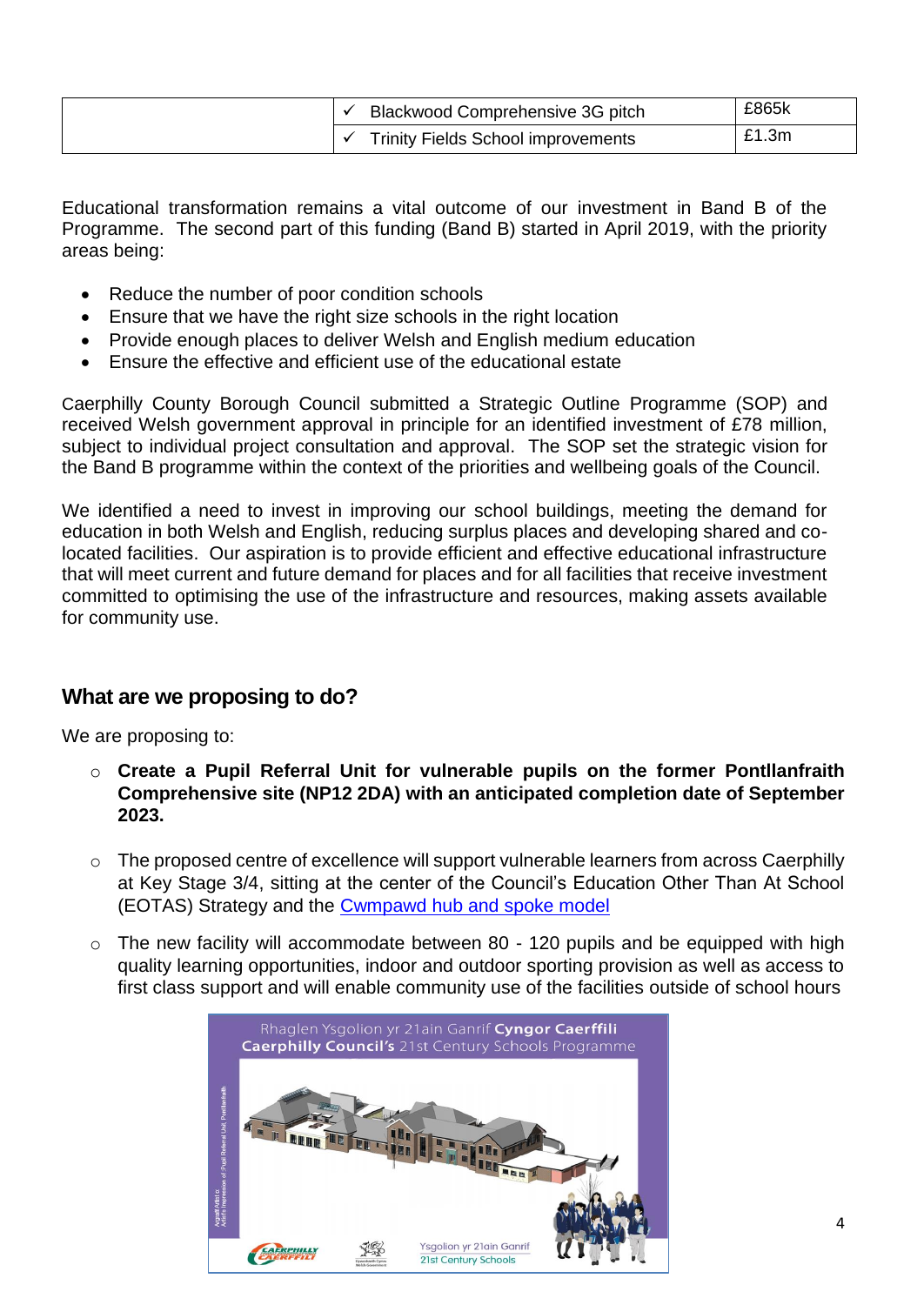| | | |
|---|---|---|
| | ✓ Blackwood Comprehensive 3G pitch | £865k |
| | ✓ Trinity Fields School improvements | £1.3m |

Educational transformation remains a vital outcome of our investment in Band B of the Programme. The second part of this funding (Band B) started in April 2019, with the priority areas being:

- Reduce the number of poor condition schools
- Ensure that we have the right size schools in the right location
- Provide enough places to deliver Welsh and English medium education
- Ensure the effective and efficient use of the educational estate

Caerphilly County Borough Council submitted a Strategic Outline Programme (SOP) and received Welsh government approval in principle for an identified investment of £78 million, subject to individual project consultation and approval. The SOP set the strategic vision for the Band B programme within the context of the priorities and wellbeing goals of the Council.

We identified a need to invest in improving our school buildings, meeting the demand for education in both Welsh and English, reducing surplus places and developing shared and co-located facilities. Our aspiration is to provide efficient and effective educational infrastructure that will meet current and future demand for places and for all facilities that receive investment committed to optimising the use of the infrastructure and resources, making assets available for community use.

## What are we proposing to do?

We are proposing to:

- **Create a Pupil Referral Unit for vulnerable pupils on the former Pontllanfraith Comprehensive site (NP12 2DA) with an anticipated completion date of September 2023.**

- The proposed centre of excellence will support vulnerable learners from across Caerphilly at Key Stage 3/4, sitting at the center of the Council's Education Other Than At School (EOTAS) Strategy and the Cwmpawd hub and spoke model

- The new facility will accommodate between 80 - 120 pupils and be equipped with high quality learning opportunities, indoor and outdoor sporting provision as well as access to first class support and will enable community use of the facilities outside of school hours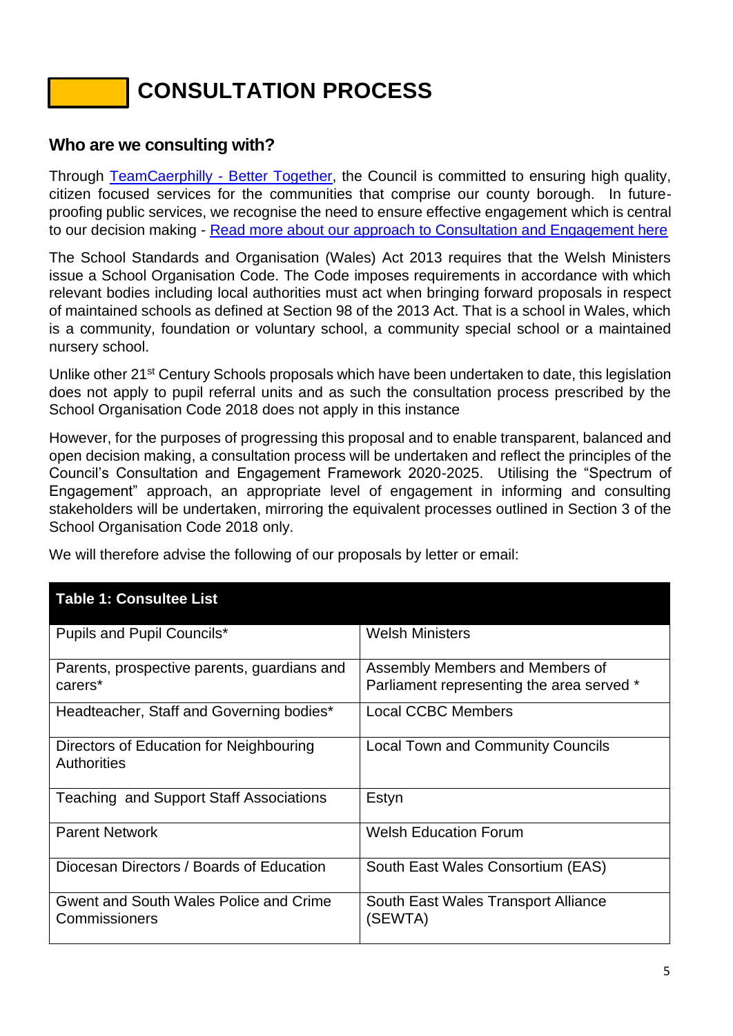# CONSULTATION PROCESS

## Who are we consulting with?

Through [TeamCaerphilly - Better Together](), the Council is committed to ensuring high quality, citizen focused services for the communities that comprise our county borough. In future-proofing public services, we recognise the need to ensure effective engagement which is central to our decision making - [Read more about our approach to Consultation and Engagement here]()

The School Standards and Organisation (Wales) Act 2013 requires that the Welsh Ministers issue a School Organisation Code. The Code imposes requirements in accordance with which relevant bodies including local authorities must act when bringing forward proposals in respect of maintained schools as defined at Section 98 of the 2013 Act. That is a school in Wales, which is a community, foundation or voluntary school, a community special school or a maintained nursery school.

Unlike other 21st Century Schools proposals which have been undertaken to date, this legislation does not apply to pupil referral units and as such the consultation process prescribed by the School Organisation Code 2018 does not apply in this instance

However, for the purposes of progressing this proposal and to enable transparent, balanced and open decision making, a consultation process will be undertaken and reflect the principles of the Council's Consultation and Engagement Framework 2020-2025. Utilising the "Spectrum of Engagement" approach, an appropriate level of engagement in informing and consulting stakeholders will be undertaken, mirroring the equivalent processes outlined in Section 3 of the School Organisation Code 2018 only.

We will therefore advise the following of our proposals by letter or email:

| Table 1: Consultee List | |
|---|---|
| Pupils and Pupil Councils* | Welsh Ministers |
| Parents, prospective parents, guardians and carers* | Assembly Members and Members of Parliament representing the area served * |
| Headteacher, Staff and Governing bodies* | Local CCBC Members |
| Directors of Education for Neighbouring Authorities | Local Town and Community Councils |
| Teaching and Support Staff Associations | Estyn |
| Parent Network | Welsh Education Forum |
| Diocesan Directors / Boards of Education | South East Wales Consortium (EAS) |
| Gwent and South Wales Police and Crime Commissioners | South East Wales Transport Alliance (SEWTA) |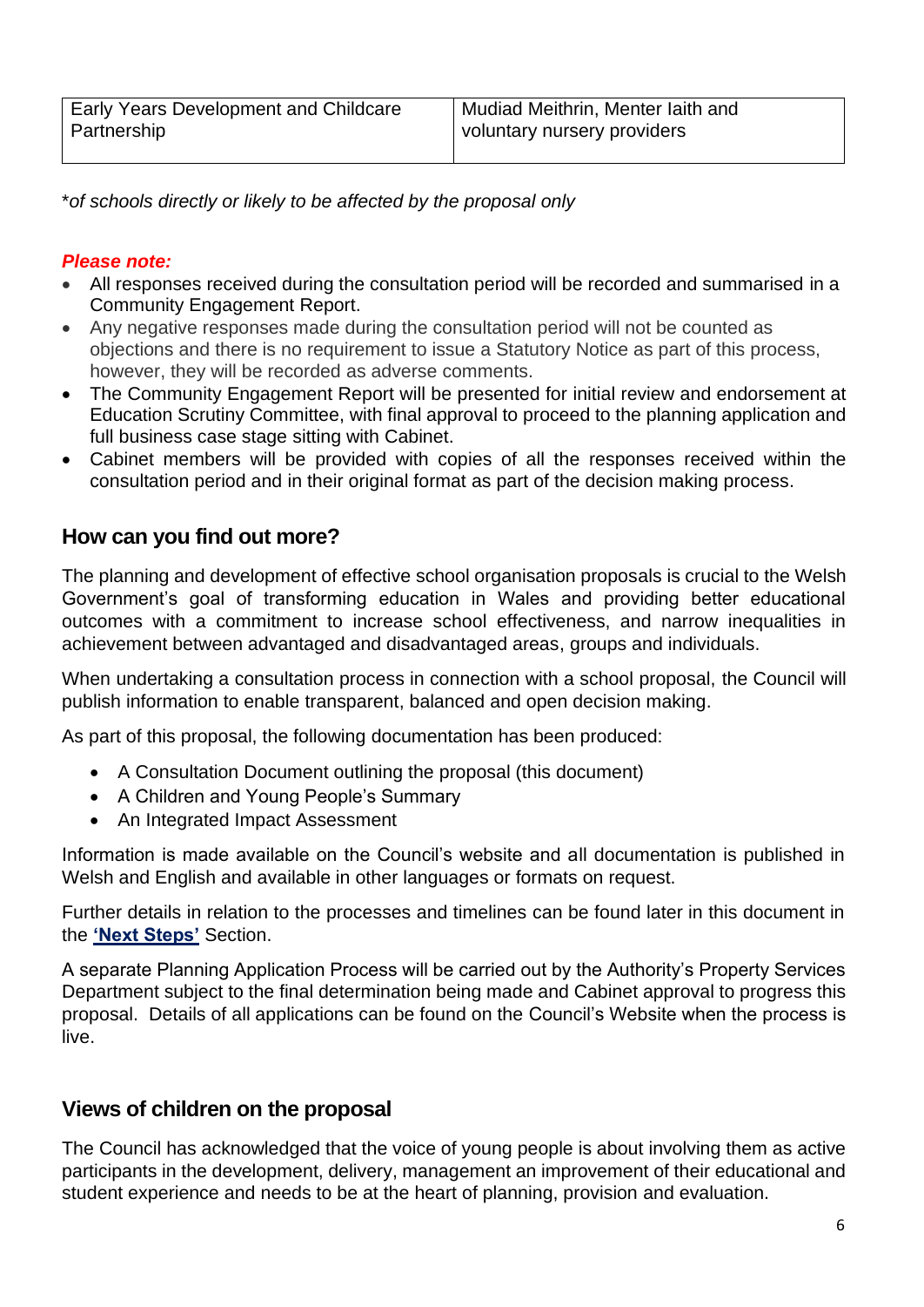| Early Years Development and Childcare Partnership | Mudiad Meithrin, Menter Iaith and voluntary nursery providers |
|---|---|

*\*of schools directly or likely to be affected by the proposal only*

***Please note:***

- All responses received during the consultation period will be recorded and summarised in a Community Engagement Report.
- Any negative responses made during the consultation period will not be counted as objections and there is no requirement to issue a Statutory Notice as part of this process, however, they will be recorded as adverse comments.
- The Community Engagement Report will be presented for initial review and endorsement at Education Scrutiny Committee, with final approval to proceed to the planning application and full business case stage sitting with Cabinet.
- Cabinet members will be provided with copies of all the responses received within the consultation period and in their original format as part of the decision making process.

## How can you find out more?

The planning and development of effective school organisation proposals is crucial to the Welsh Government's goal of transforming education in Wales and providing better educational outcomes with a commitment to increase school effectiveness, and narrow inequalities in achievement between advantaged and disadvantaged areas, groups and individuals.

When undertaking a consultation process in connection with a school proposal, the Council will publish information to enable transparent, balanced and open decision making.

As part of this proposal, the following documentation has been produced:

- A Consultation Document outlining the proposal (this document)
- A Children and Young People's Summary
- An Integrated Impact Assessment

Information is made available on the Council's website and all documentation is published in Welsh and English and available in other languages or formats on request.

Further details in relation to the processes and timelines can be found later in this document in the **'Next Steps'** Section.

A separate Planning Application Process will be carried out by the Authority's Property Services Department subject to the final determination being made and Cabinet approval to progress this proposal. Details of all applications can be found on the Council's Website when the process is live.

## Views of children on the proposal

The Council has acknowledged that the voice of young people is about involving them as active participants in the development, delivery, management an improvement of their educational and student experience and needs to be at the heart of planning, provision and evaluation.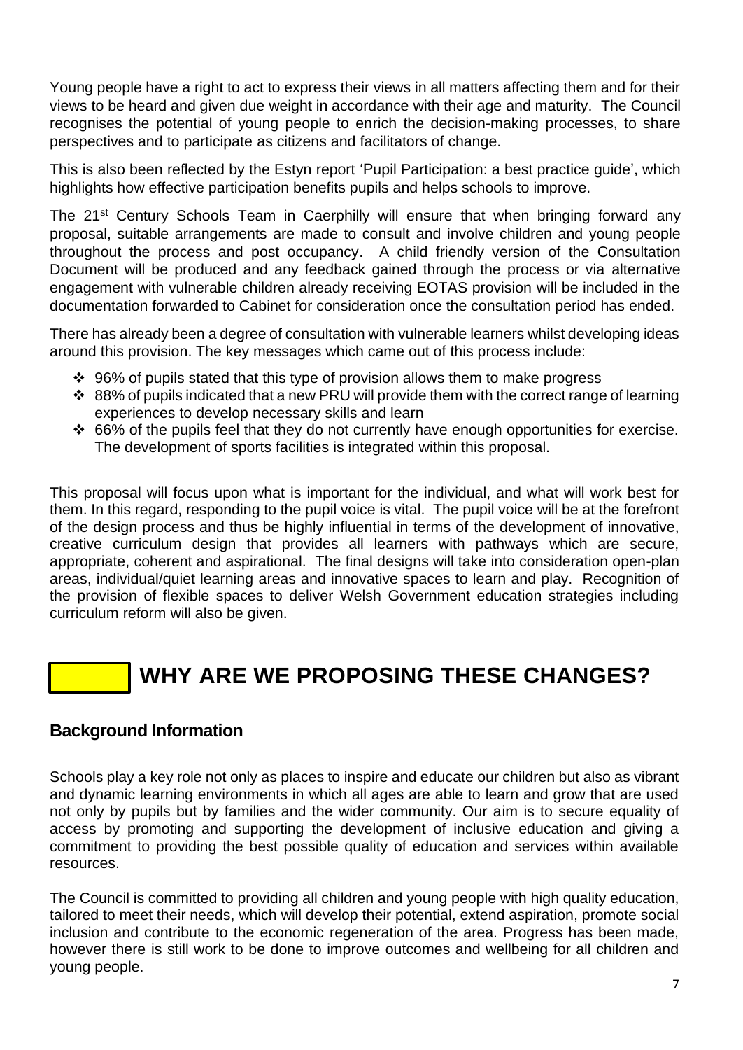Young people have a right to act to express their views in all matters affecting them and for their views to be heard and given due weight in accordance with their age and maturity. The Council recognises the potential of young people to enrich the decision-making processes, to share perspectives and to participate as citizens and facilitators of change.

This is also been reflected by the Estyn report 'Pupil Participation: a best practice guide', which highlights how effective participation benefits pupils and helps schools to improve.

The 21st Century Schools Team in Caerphilly will ensure that when bringing forward any proposal, suitable arrangements are made to consult and involve children and young people throughout the process and post occupancy. A child friendly version of the Consultation Document will be produced and any feedback gained through the process or via alternative engagement with vulnerable children already receiving EOTAS provision will be included in the documentation forwarded to Cabinet for consideration once the consultation period has ended.

There has already been a degree of consultation with vulnerable learners whilst developing ideas around this provision. The key messages which came out of this process include:

- 96% of pupils stated that this type of provision allows them to make progress
- 88% of pupils indicated that a new PRU will provide them with the correct range of learning experiences to develop necessary skills and learn
- 66% of the pupils feel that they do not currently have enough opportunities for exercise. The development of sports facilities is integrated within this proposal.

This proposal will focus upon what is important for the individual, and what will work best for them. In this regard, responding to the pupil voice is vital. The pupil voice will be at the forefront of the design process and thus be highly influential in terms of the development of innovative, creative curriculum design that provides all learners with pathways which are secure, appropriate, coherent and aspirational. The final designs will take into consideration open-plan areas, individual/quiet learning areas and innovative spaces to learn and play. Recognition of the provision of flexible spaces to deliver Welsh Government education strategies including curriculum reform will also be given.

# WHY ARE WE PROPOSING THESE CHANGES?

## Background Information

Schools play a key role not only as places to inspire and educate our children but also as vibrant and dynamic learning environments in which all ages are able to learn and grow that are used not only by pupils but by families and the wider community. Our aim is to secure equality of access by promoting and supporting the development of inclusive education and giving a commitment to providing the best possible quality of education and services within available resources.

The Council is committed to providing all children and young people with high quality education, tailored to meet their needs, which will develop their potential, extend aspiration, promote social inclusion and contribute to the economic regeneration of the area. Progress has been made, however there is still work to be done to improve outcomes and wellbeing for all children and young people.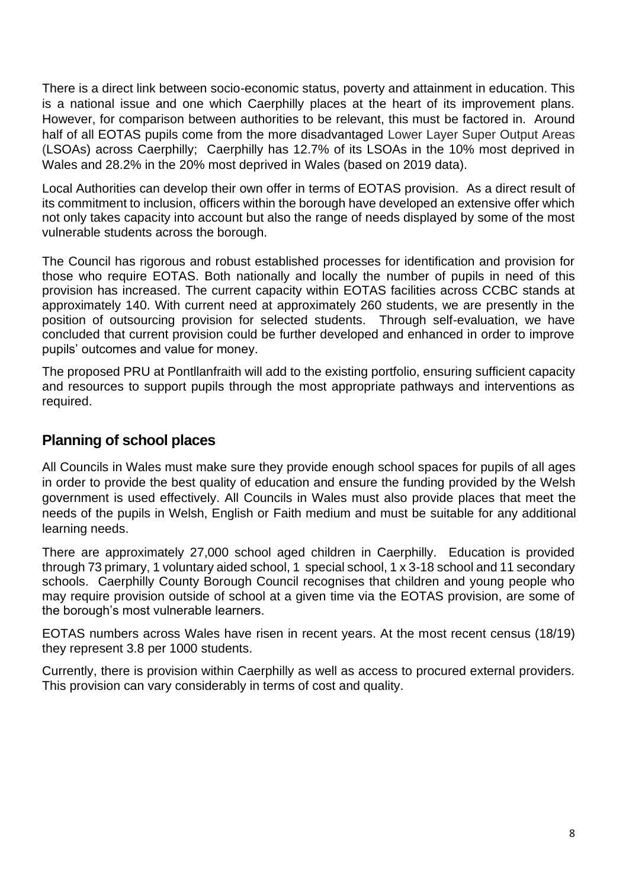There is a direct link between socio-economic status, poverty and attainment in education. This is a national issue and one which Caerphilly places at the heart of its improvement plans. However, for comparison between authorities to be relevant, this must be factored in. Around half of all EOTAS pupils come from the more disadvantaged Lower Layer Super Output Areas (LSOAs) across Caerphilly; Caerphilly has 12.7% of its LSOAs in the 10% most deprived in Wales and 28.2% in the 20% most deprived in Wales (based on 2019 data).

Local Authorities can develop their own offer in terms of EOTAS provision. As a direct result of its commitment to inclusion, officers within the borough have developed an extensive offer which not only takes capacity into account but also the range of needs displayed by some of the most vulnerable students across the borough.

The Council has rigorous and robust established processes for identification and provision for those who require EOTAS. Both nationally and locally the number of pupils in need of this provision has increased. The current capacity within EOTAS facilities across CCBC stands at approximately 140. With current need at approximately 260 students, we are presently in the position of outsourcing provision for selected students. Through self-evaluation, we have concluded that current provision could be further developed and enhanced in order to improve pupils' outcomes and value for money.

The proposed PRU at Pontllanfraith will add to the existing portfolio, ensuring sufficient capacity and resources to support pupils through the most appropriate pathways and interventions as required.

## Planning of school places

All Councils in Wales must make sure they provide enough school spaces for pupils of all ages in order to provide the best quality of education and ensure the funding provided by the Welsh government is used effectively. All Councils in Wales must also provide places that meet the needs of the pupils in Welsh, English or Faith medium and must be suitable for any additional learning needs.

There are approximately 27,000 school aged children in Caerphilly. Education is provided through 73 primary, 1 voluntary aided school, 1 special school, 1 x 3-18 school and 11 secondary schools. Caerphilly County Borough Council recognises that children and young people who may require provision outside of school at a given time via the EOTAS provision, are some of the borough's most vulnerable learners.

EOTAS numbers across Wales have risen in recent years. At the most recent census (18/19) they represent 3.8 per 1000 students.

Currently, there is provision within Caerphilly as well as access to procured external providers. This provision can vary considerably in terms of cost and quality.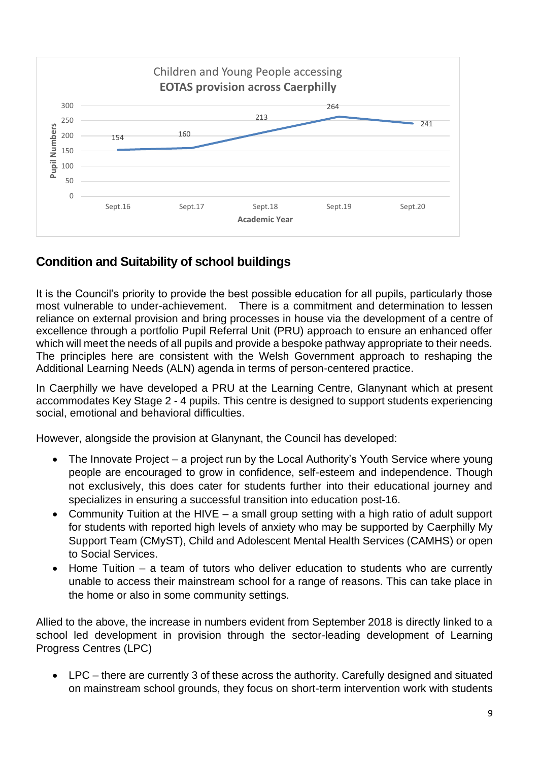**Children and Young People accessing EOTAS provision across Caerphilly**

| Academic Year | Sept.16 | Sept.17 | Sept.18 | Sept.19 | Sept.20 |
|---|---|---|---|---|---|
| Pupil Numbers | 154 | 160 | 213 | 264 | 241 |

## Condition and Suitability of school buildings

It is the Council's priority to provide the best possible education for all pupils, particularly those most vulnerable to under-achievement. There is a commitment and determination to lessen reliance on external provision and bring processes in house via the development of a centre of excellence through a portfolio Pupil Referral Unit (PRU) approach to ensure an enhanced offer which will meet the needs of all pupils and provide a bespoke pathway appropriate to their needs. The principles here are consistent with the Welsh Government approach to reshaping the Additional Learning Needs (ALN) agenda in terms of person-centered practice.

In Caerphilly we have developed a PRU at the Learning Centre, Glanynant which at present accommodates Key Stage 2 - 4 pupils. This centre is designed to support students experiencing social, emotional and behavioral difficulties.

However, alongside the provision at Glanynant, the Council has developed:

- The Innovate Project – a project run by the Local Authority's Youth Service where young people are encouraged to grow in confidence, self-esteem and independence. Though not exclusively, this does cater for students further into their educational journey and specializes in ensuring a successful transition into education post-16.
- Community Tuition at the HIVE – a small group setting with a high ratio of adult support for students with reported high levels of anxiety who may be supported by Caerphilly My Support Team (CMyST), Child and Adolescent Mental Health Services (CAMHS) or open to Social Services.
- Home Tuition – a team of tutors who deliver education to students who are currently unable to access their mainstream school for a range of reasons. This can take place in the home or also in some community settings.

Allied to the above, the increase in numbers evident from September 2018 is directly linked to a school led development in provision through the sector-leading development of Learning Progress Centres (LPC)

- LPC – there are currently 3 of these across the authority. Carefully designed and situated on mainstream school grounds, they focus on short-term intervention work with students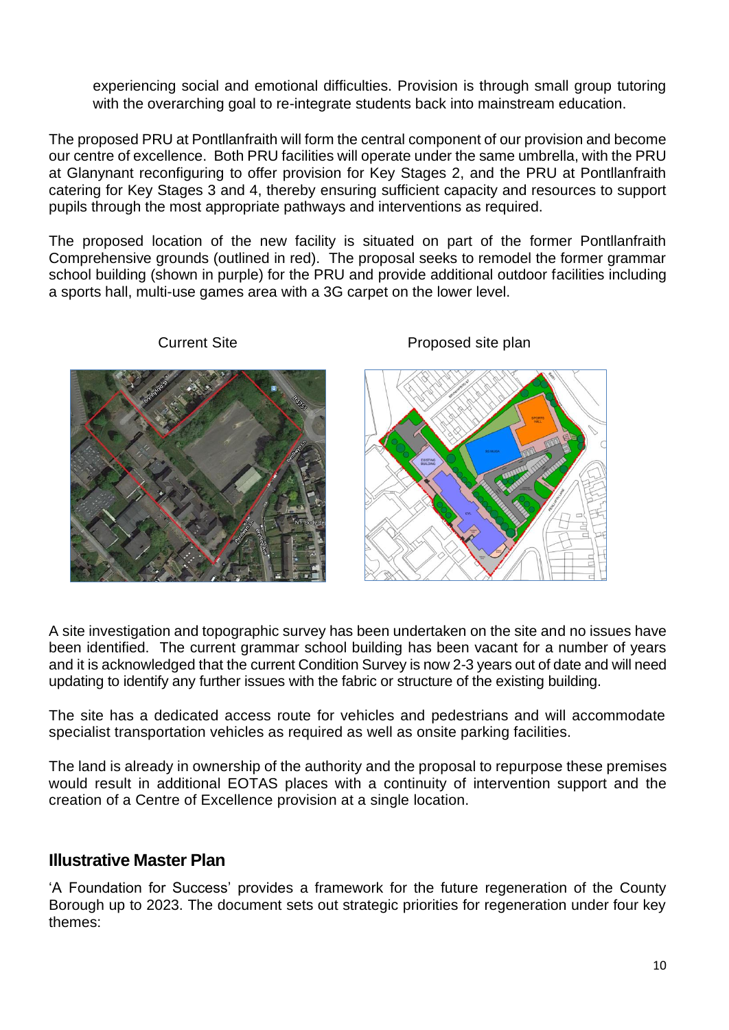experiencing social and emotional difficulties. Provision is through small group tutoring with the overarching goal to re-integrate students back into mainstream education.

The proposed PRU at Pontllanfraith will form the central component of our provision and become our centre of excellence. Both PRU facilities will operate under the same umbrella, with the PRU at Glanynant reconfiguring to offer provision for Key Stages 2, and the PRU at Pontllanfraith catering for Key Stages 3 and 4, thereby ensuring sufficient capacity and resources to support pupils through the most appropriate pathways and interventions as required.

The proposed location of the new facility is situated on part of the former Pontllanfraith Comprehensive grounds (outlined in red). The proposal seeks to remodel the former grammar school building (shown in purple) for the PRU and provide additional outdoor facilities including a sports hall, multi-use games area with a 3G carpet on the lower level.

Current Site

Proposed site plan

A site investigation and topographic survey has been undertaken on the site and no issues have been identified. The current grammar school building has been vacant for a number of years and it is acknowledged that the current Condition Survey is now 2-3 years out of date and will need updating to identify any further issues with the fabric or structure of the existing building.

The site has a dedicated access route for vehicles and pedestrians and will accommodate specialist transportation vehicles as required as well as onsite parking facilities.

The land is already in ownership of the authority and the proposal to repurpose these premises would result in additional EOTAS places with a continuity of intervention support and the creation of a Centre of Excellence provision at a single location.

## Illustrative Master Plan

'A Foundation for Success' provides a framework for the future regeneration of the County Borough up to 2023. The document sets out strategic priorities for regeneration under four key themes: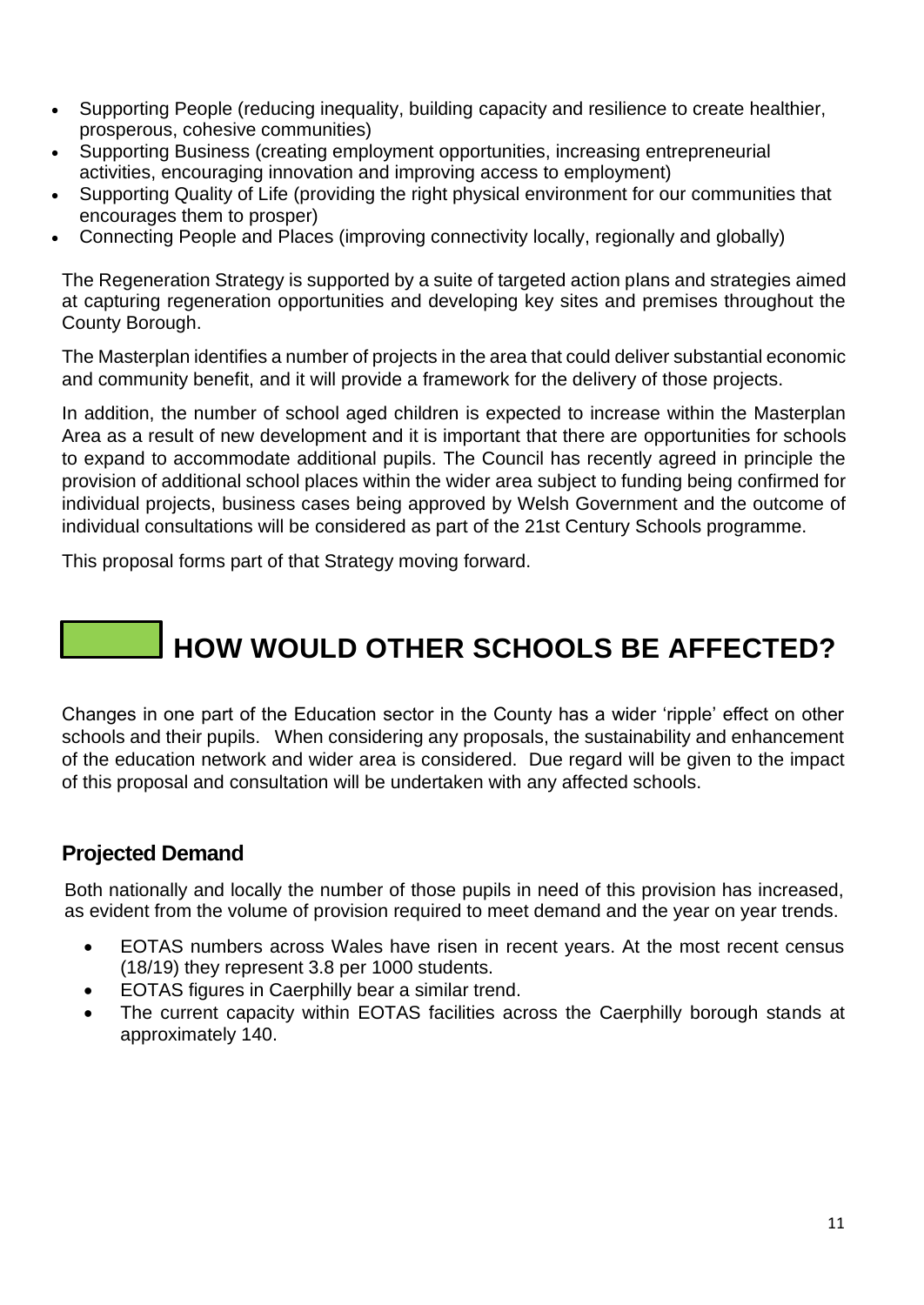- Supporting People (reducing inequality, building capacity and resilience to create healthier, prosperous, cohesive communities)
- Supporting Business (creating employment opportunities, increasing entrepreneurial activities, encouraging innovation and improving access to employment)
- Supporting Quality of Life (providing the right physical environment for our communities that encourages them to prosper)
- Connecting People and Places (improving connectivity locally, regionally and globally)

The Regeneration Strategy is supported by a suite of targeted action plans and strategies aimed at capturing regeneration opportunities and developing key sites and premises throughout the County Borough.

The Masterplan identifies a number of projects in the area that could deliver substantial economic and community benefit, and it will provide a framework for the delivery of those projects.

In addition, the number of school aged children is expected to increase within the Masterplan Area as a result of new development and it is important that there are opportunities for schools to expand to accommodate additional pupils. The Council has recently agreed in principle the provision of additional school places within the wider area subject to funding being confirmed for individual projects, business cases being approved by Welsh Government and the outcome of individual consultations will be considered as part of the 21st Century Schools programme.

This proposal forms part of that Strategy moving forward.

# HOW WOULD OTHER SCHOOLS BE AFFECTED?

Changes in one part of the Education sector in the County has a wider 'ripple' effect on other schools and their pupils. When considering any proposals, the sustainability and enhancement of the education network and wider area is considered. Due regard will be given to the impact of this proposal and consultation will be undertaken with any affected schools.

## Projected Demand

Both nationally and locally the number of those pupils in need of this provision has increased, as evident from the volume of provision required to meet demand and the year on year trends.

- EOTAS numbers across Wales have risen in recent years. At the most recent census (18/19) they represent 3.8 per 1000 students.
- EOTAS figures in Caerphilly bear a similar trend.
- The current capacity within EOTAS facilities across the Caerphilly borough stands at approximately 140.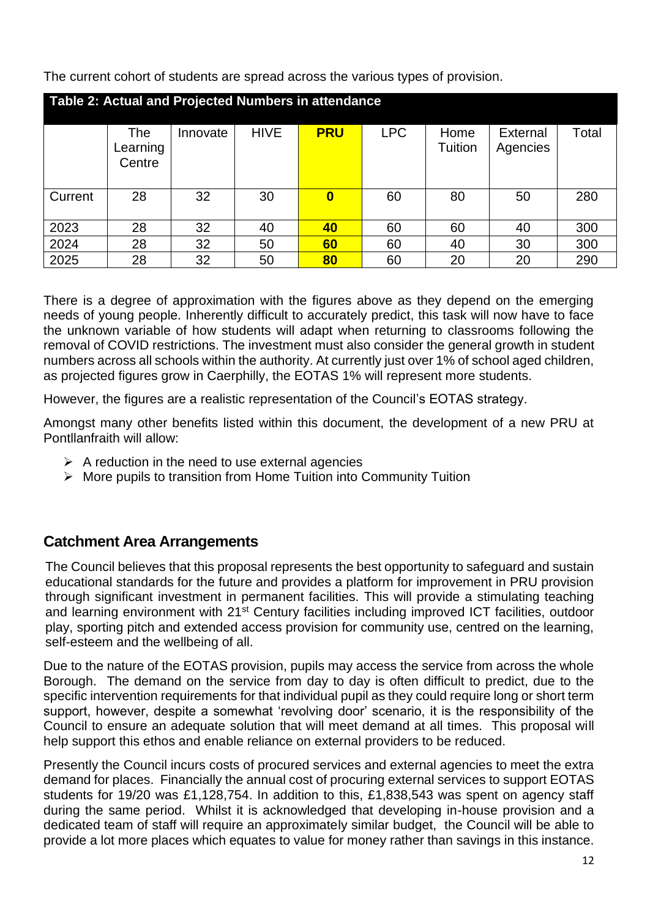The current cohort of students are spread across the various types of provision.

**Table 2: Actual and Projected Numbers in attendance**

| | The Learning Centre | Innovate | HIVE | **PRU** | LPC | Home Tuition | External Agencies | Total |
|---|---|---|---|---|---|---|---|---|
| Current | 28 | 32 | 30 | **0** | 60 | 80 | 50 | 280 |
| 2023 | 28 | 32 | 40 | **40** | 60 | 60 | 40 | 300 |
| 2024 | 28 | 32 | 50 | **60** | 60 | 40 | 30 | 300 |
| 2025 | 28 | 32 | 50 | **80** | 60 | 20 | 20 | 290 |

There is a degree of approximation with the figures above as they depend on the emerging needs of young people. Inherently difficult to accurately predict, this task will now have to face the unknown variable of how students will adapt when returning to classrooms following the removal of COVID restrictions. The investment must also consider the general growth in student numbers across all schools within the authority. At currently just over 1% of school aged children, as projected figures grow in Caerphilly, the EOTAS 1% will represent more students.

However, the figures are a realistic representation of the Council's EOTAS strategy.

Amongst many other benefits listed within this document, the development of a new PRU at Pontllanfraith will allow:

- A reduction in the need to use external agencies
- More pupils to transition from Home Tuition into Community Tuition

## Catchment Area Arrangements

The Council believes that this proposal represents the best opportunity to safeguard and sustain educational standards for the future and provides a platform for improvement in PRU provision through significant investment in permanent facilities. This will provide a stimulating teaching and learning environment with 21st Century facilities including improved ICT facilities, outdoor play, sporting pitch and extended access provision for community use, centred on the learning, self-esteem and the wellbeing of all.

Due to the nature of the EOTAS provision, pupils may access the service from across the whole Borough. The demand on the service from day to day is often difficult to predict, due to the specific intervention requirements for that individual pupil as they could require long or short term support, however, despite a somewhat 'revolving door' scenario, it is the responsibility of the Council to ensure an adequate solution that will meet demand at all times. This proposal will help support this ethos and enable reliance on external providers to be reduced.

Presently the Council incurs costs of procured services and external agencies to meet the extra demand for places. Financially the annual cost of procuring external services to support EOTAS students for 19/20 was £1,128,754. In addition to this, £1,838,543 was spent on agency staff during the same period. Whilst it is acknowledged that developing in-house provision and a dedicated team of staff will require an approximately similar budget, the Council will be able to provide a lot more places which equates to value for money rather than savings in this instance.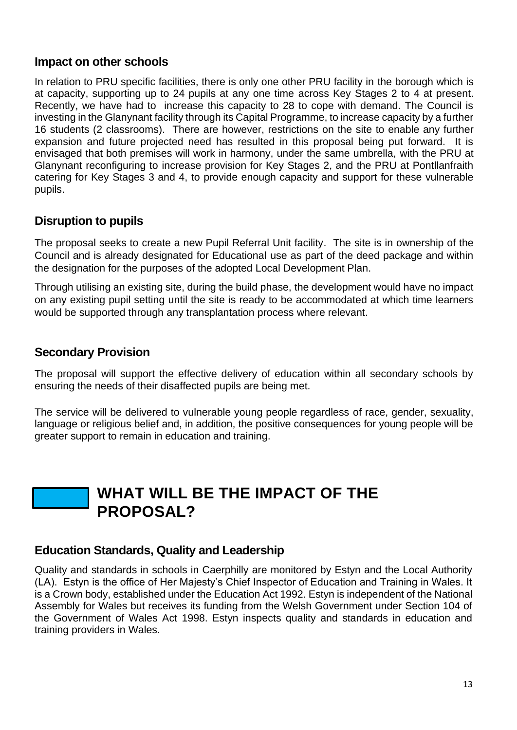### Impact on other schools

In relation to PRU specific facilities, there is only one other PRU facility in the borough which is at capacity, supporting up to 24 pupils at any one time across Key Stages 2 to 4 at present. Recently, we have had to increase this capacity to 28 to cope with demand. The Council is investing in the Glanynant facility through its Capital Programme, to increase capacity by a further 16 students (2 classrooms). There are however, restrictions on the site to enable any further expansion and future projected need has resulted in this proposal being put forward. It is envisaged that both premises will work in harmony, under the same umbrella, with the PRU at Glanynant reconfiguring to increase provision for Key Stages 2, and the PRU at Pontllanfraith catering for Key Stages 3 and 4, to provide enough capacity and support for these vulnerable pupils.

### Disruption to pupils

The proposal seeks to create a new Pupil Referral Unit facility. The site is in ownership of the Council and is already designated for Educational use as part of the deed package and within the designation for the purposes of the adopted Local Development Plan.

Through utilising an existing site, during the build phase, the development would have no impact on any existing pupil setting until the site is ready to be accommodated at which time learners would be supported through any transplantation process where relevant.

### Secondary Provision

The proposal will support the effective delivery of education within all secondary schools by ensuring the needs of their disaffected pupils are being met.

The service will be delivered to vulnerable young people regardless of race, gender, sexuality, language or religious belief and, in addition, the positive consequences for young people will be greater support to remain in education and training.

## WHAT WILL BE THE IMPACT OF THE PROPOSAL?

### Education Standards, Quality and Leadership

Quality and standards in schools in Caerphilly are monitored by Estyn and the Local Authority (LA). Estyn is the office of Her Majesty's Chief Inspector of Education and Training in Wales. It is a Crown body, established under the Education Act 1992. Estyn is independent of the National Assembly for Wales but receives its funding from the Welsh Government under Section 104 of the Government of Wales Act 1998. Estyn inspects quality and standards in education and training providers in Wales.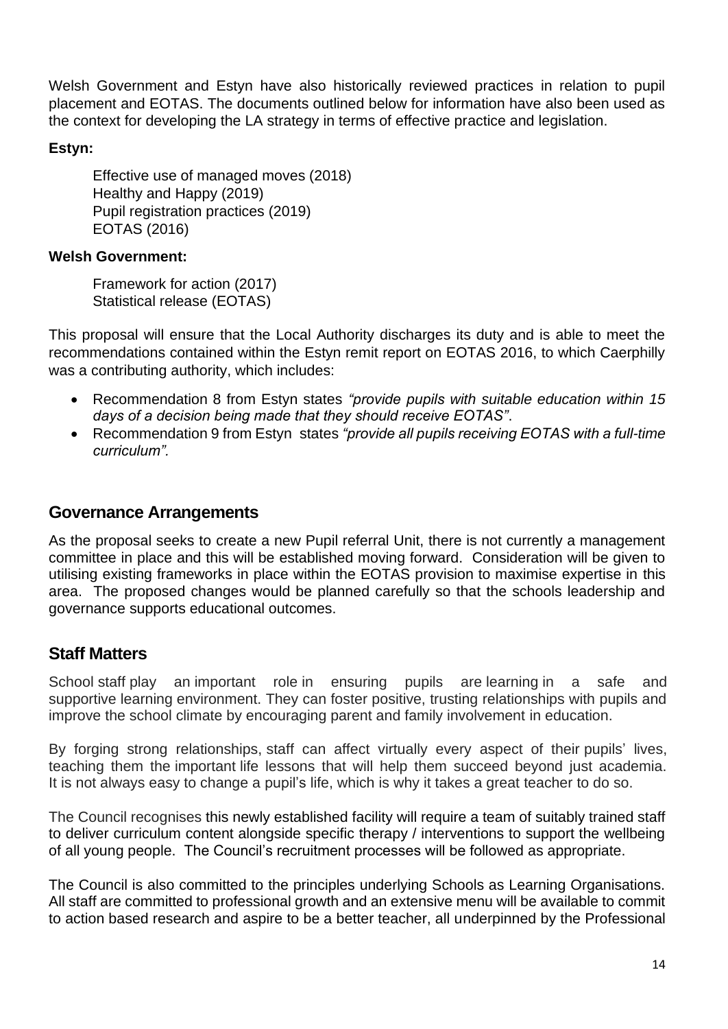Welsh Government and Estyn have also historically reviewed practices in relation to pupil placement and EOTAS. The documents outlined below for information have also been used as the context for developing the LA strategy in terms of effective practice and legislation.

**Estyn:**

Effective use of managed moves (2018)
Healthy and Happy (2019)
Pupil registration practices (2019)
EOTAS (2016)

**Welsh Government:**

Framework for action (2017)
Statistical release (EOTAS)

This proposal will ensure that the Local Authority discharges its duty and is able to meet the recommendations contained within the Estyn remit report on EOTAS 2016, to which Caerphilly was a contributing authority, which includes:

- Recommendation 8 from Estyn states *"provide pupils with suitable education within 15 days of a decision being made that they should receive EOTAS"*.
- Recommendation 9 from Estyn states *"provide all pupils receiving EOTAS with a full-time curriculum".*

## Governance Arrangements

As the proposal seeks to create a new Pupil referral Unit, there is not currently a management committee in place and this will be established moving forward. Consideration will be given to utilising existing frameworks in place within the EOTAS provision to maximise expertise in this area. The proposed changes would be planned carefully so that the schools leadership and governance supports educational outcomes.

## Staff Matters

School staff play an important role in ensuring pupils are learning in a safe and supportive learning environment. They can foster positive, trusting relationships with pupils and improve the school climate by encouraging parent and family involvement in education.

By forging strong relationships, staff can affect virtually every aspect of their pupils' lives, teaching them the important life lessons that will help them succeed beyond just academia. It is not always easy to change a pupil's life, which is why it takes a great teacher to do so.

The Council recognises this newly established facility will require a team of suitably trained staff to deliver curriculum content alongside specific therapy / interventions to support the wellbeing of all young people. The Council's recruitment processes will be followed as appropriate.

The Council is also committed to the principles underlying Schools as Learning Organisations. All staff are committed to professional growth and an extensive menu will be available to commit to action based research and aspire to be a better teacher, all underpinned by the Professional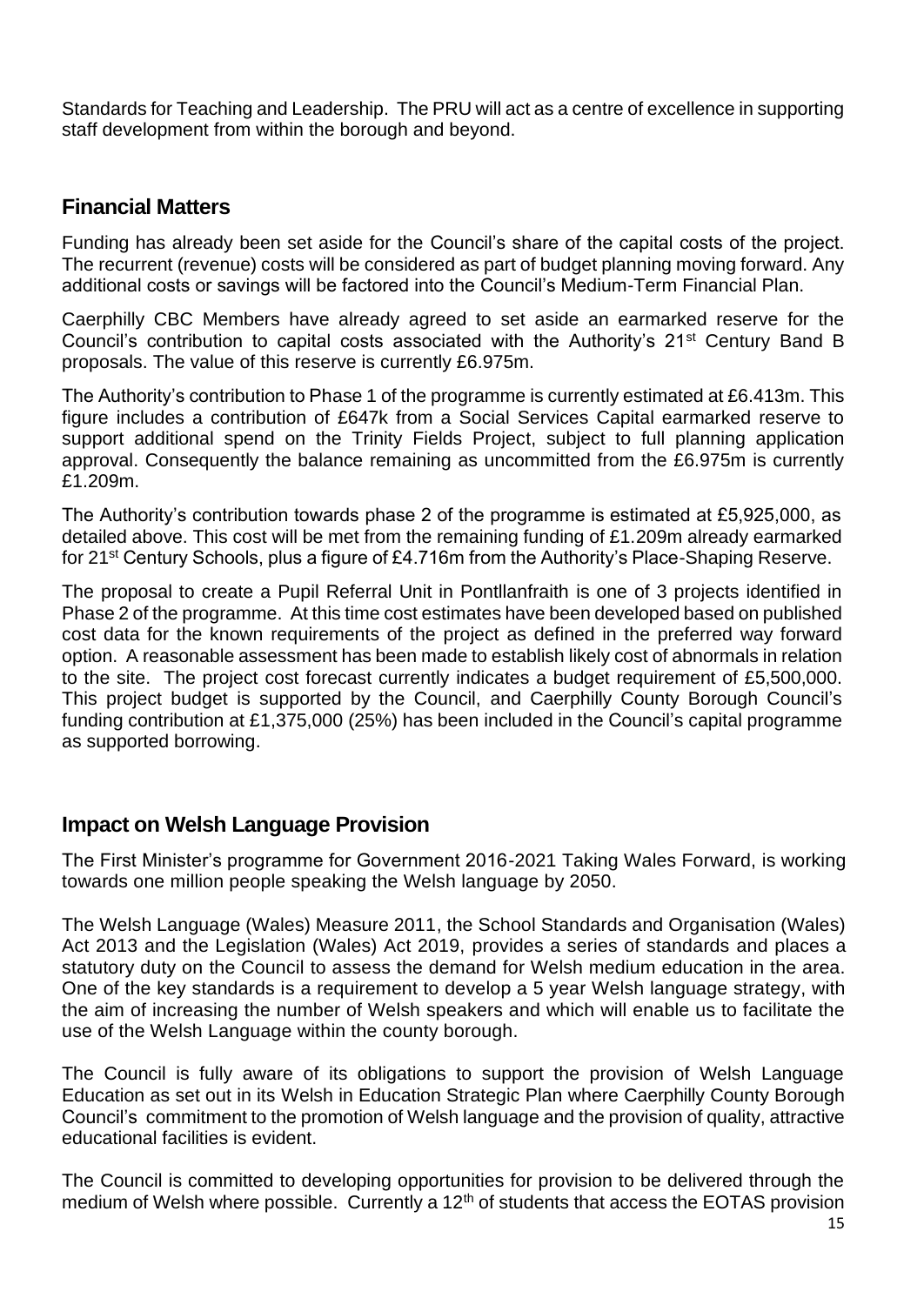Standards for Teaching and Leadership. The PRU will act as a centre of excellence in supporting staff development from within the borough and beyond.

## Financial Matters

Funding has already been set aside for the Council's share of the capital costs of the project. The recurrent (revenue) costs will be considered as part of budget planning moving forward. Any additional costs or savings will be factored into the Council's Medium-Term Financial Plan.

Caerphilly CBC Members have already agreed to set aside an earmarked reserve for the Council's contribution to capital costs associated with the Authority's 21st Century Band B proposals. The value of this reserve is currently £6.975m.

The Authority's contribution to Phase 1 of the programme is currently estimated at £6.413m. This figure includes a contribution of £647k from a Social Services Capital earmarked reserve to support additional spend on the Trinity Fields Project, subject to full planning application approval. Consequently the balance remaining as uncommitted from the £6.975m is currently £1.209m.

The Authority's contribution towards phase 2 of the programme is estimated at £5,925,000, as detailed above. This cost will be met from the remaining funding of £1.209m already earmarked for 21st Century Schools, plus a figure of £4.716m from the Authority's Place-Shaping Reserve.

The proposal to create a Pupil Referral Unit in Pontllanfraith is one of 3 projects identified in Phase 2 of the programme. At this time cost estimates have been developed based on published cost data for the known requirements of the project as defined in the preferred way forward option. A reasonable assessment has been made to establish likely cost of abnormals in relation to the site. The project cost forecast currently indicates a budget requirement of £5,500,000. This project budget is supported by the Council, and Caerphilly County Borough Council's funding contribution at £1,375,000 (25%) has been included in the Council's capital programme as supported borrowing.

## Impact on Welsh Language Provision

The First Minister's programme for Government 2016-2021 Taking Wales Forward, is working towards one million people speaking the Welsh language by 2050.

The Welsh Language (Wales) Measure 2011, the School Standards and Organisation (Wales) Act 2013 and the Legislation (Wales) Act 2019, provides a series of standards and places a statutory duty on the Council to assess the demand for Welsh medium education in the area. One of the key standards is a requirement to develop a 5 year Welsh language strategy, with the aim of increasing the number of Welsh speakers and which will enable us to facilitate the use of the Welsh Language within the county borough.

The Council is fully aware of its obligations to support the provision of Welsh Language Education as set out in its Welsh in Education Strategic Plan where Caerphilly County Borough Council's commitment to the promotion of Welsh language and the provision of quality, attractive educational facilities is evident.

The Council is committed to developing opportunities for provision to be delivered through the medium of Welsh where possible. Currently a 12th of students that access the EOTAS provision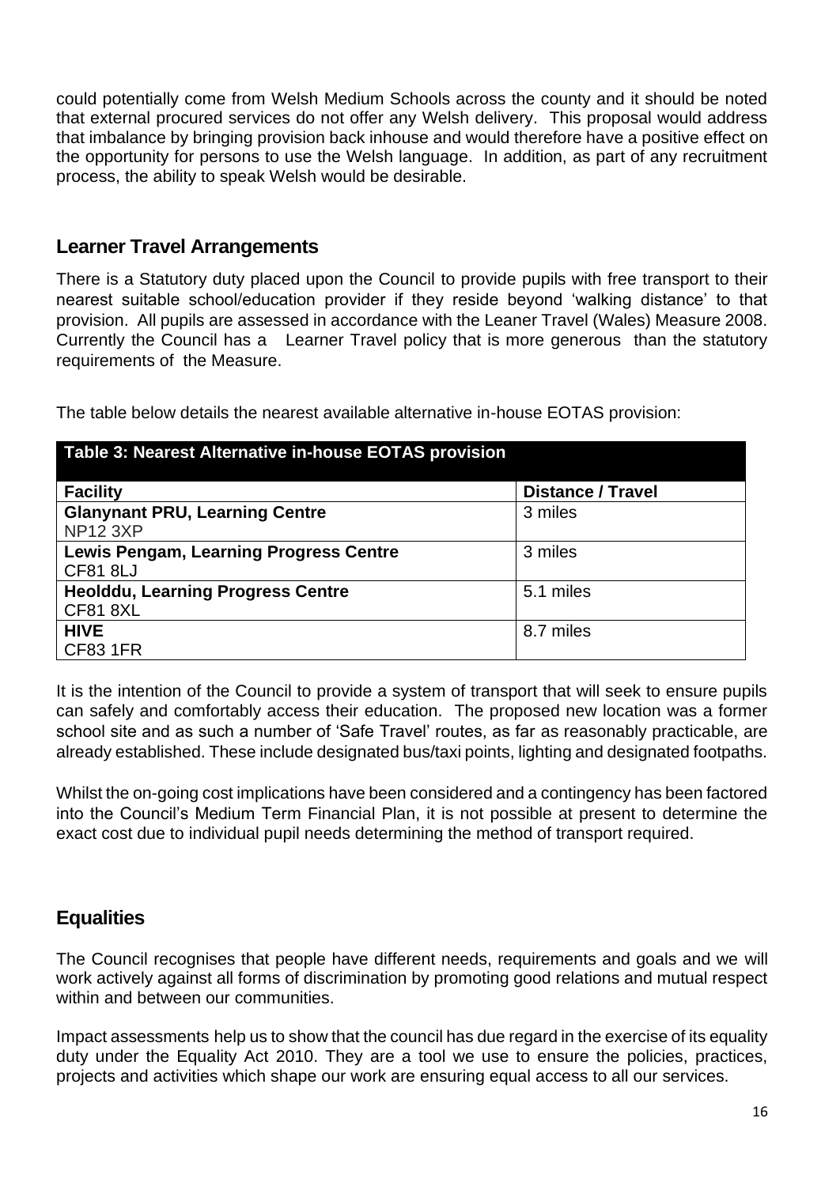could potentially come from Welsh Medium Schools across the county and it should be noted that external procured services do not offer any Welsh delivery. This proposal would address that imbalance by bringing provision back inhouse and would therefore have a positive effect on the opportunity for persons to use the Welsh language. In addition, as part of any recruitment process, the ability to speak Welsh would be desirable.

## Learner Travel Arrangements

There is a Statutory duty placed upon the Council to provide pupils with free transport to their nearest suitable school/education provider if they reside beyond 'walking distance' to that provision. All pupils are assessed in accordance with the Leaner Travel (Wales) Measure 2008. Currently the Council has a Learner Travel policy that is more generous than the statutory requirements of the Measure.

The table below details the nearest available alternative in-house EOTAS provision:

**Table 3: Nearest Alternative in-house EOTAS provision**

| Facility | Distance / Travel |
|---|---|
| **Glanynant PRU, Learning Centre**<br>NP12 3XP | 3 miles |
| **Lewis Pengam, Learning Progress Centre**<br>CF81 8LJ | 3 miles |
| **Heolddu, Learning Progress Centre**<br>CF81 8XL | 5.1 miles |
| **HIVE**<br>CF83 1FR | 8.7 miles |

It is the intention of the Council to provide a system of transport that will seek to ensure pupils can safely and comfortably access their education. The proposed new location was a former school site and as such a number of 'Safe Travel' routes, as far as reasonably practicable, are already established. These include designated bus/taxi points, lighting and designated footpaths.

Whilst the on-going cost implications have been considered and a contingency has been factored into the Council's Medium Term Financial Plan, it is not possible at present to determine the exact cost due to individual pupil needs determining the method of transport required.

## Equalities

The Council recognises that people have different needs, requirements and goals and we will work actively against all forms of discrimination by promoting good relations and mutual respect within and between our communities.

Impact assessments help us to show that the council has due regard in the exercise of its equality duty under the Equality Act 2010. They are a tool we use to ensure the policies, practices, projects and activities which shape our work are ensuring equal access to all our services.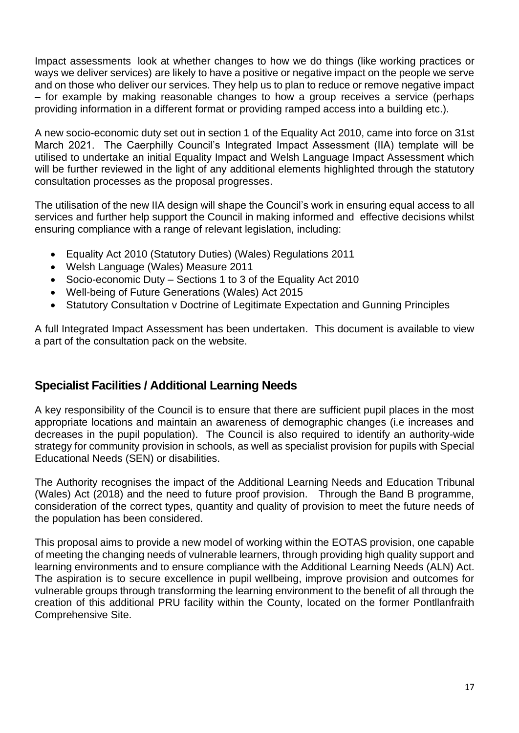Impact assessments look at whether changes to how we do things (like working practices or ways we deliver services) are likely to have a positive or negative impact on the people we serve and on those who deliver our services. They help us to plan to reduce or remove negative impact – for example by making reasonable changes to how a group receives a service (perhaps providing information in a different format or providing ramped access into a building etc.).

A new socio-economic duty set out in section 1 of the Equality Act 2010, came into force on 31st March 2021. The Caerphilly Council's Integrated Impact Assessment (IIA) template will be utilised to undertake an initial Equality Impact and Welsh Language Impact Assessment which will be further reviewed in the light of any additional elements highlighted through the statutory consultation processes as the proposal progresses.

The utilisation of the new IIA design will shape the Council's work in ensuring equal access to all services and further help support the Council in making informed and effective decisions whilst ensuring compliance with a range of relevant legislation, including:

- Equality Act 2010 (Statutory Duties) (Wales) Regulations 2011
- Welsh Language (Wales) Measure 2011
- Socio-economic Duty – Sections 1 to 3 of the Equality Act 2010
- Well-being of Future Generations (Wales) Act 2015
- Statutory Consultation v Doctrine of Legitimate Expectation and Gunning Principles

A full Integrated Impact Assessment has been undertaken. This document is available to view a part of the consultation pack on the website.

## Specialist Facilities / Additional Learning Needs

A key responsibility of the Council is to ensure that there are sufficient pupil places in the most appropriate locations and maintain an awareness of demographic changes (i.e increases and decreases in the pupil population). The Council is also required to identify an authority-wide strategy for community provision in schools, as well as specialist provision for pupils with Special Educational Needs (SEN) or disabilities.

The Authority recognises the impact of the Additional Learning Needs and Education Tribunal (Wales) Act (2018) and the need to future proof provision. Through the Band B programme, consideration of the correct types, quantity and quality of provision to meet the future needs of the population has been considered.

This proposal aims to provide a new model of working within the EOTAS provision, one capable of meeting the changing needs of vulnerable learners, through providing high quality support and learning environments and to ensure compliance with the Additional Learning Needs (ALN) Act. The aspiration is to secure excellence in pupil wellbeing, improve provision and outcomes for vulnerable groups through transforming the learning environment to the benefit of all through the creation of this additional PRU facility within the County, located on the former Pontllanfraith Comprehensive Site.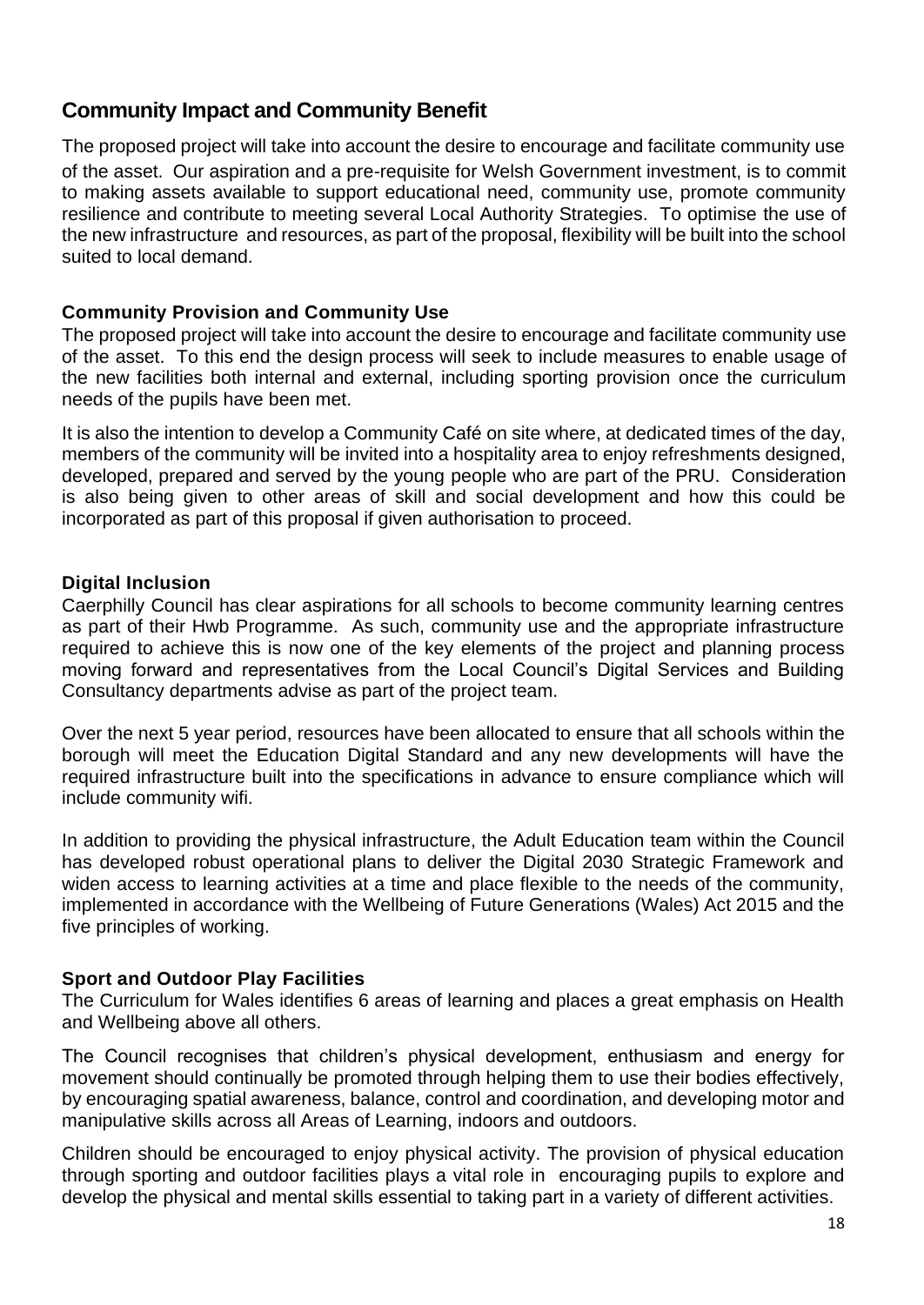## Community Impact and Community Benefit

The proposed project will take into account the desire to encourage and facilitate community use of the asset. Our aspiration and a pre-requisite for Welsh Government investment, is to commit to making assets available to support educational need, community use, promote community resilience and contribute to meeting several Local Authority Strategies. To optimise the use of the new infrastructure and resources, as part of the proposal, flexibility will be built into the school suited to local demand.

### Community Provision and Community Use

The proposed project will take into account the desire to encourage and facilitate community use of the asset. To this end the design process will seek to include measures to enable usage of the new facilities both internal and external, including sporting provision once the curriculum needs of the pupils have been met.

It is also the intention to develop a Community Café on site where, at dedicated times of the day, members of the community will be invited into a hospitality area to enjoy refreshments designed, developed, prepared and served by the young people who are part of the PRU. Consideration is also being given to other areas of skill and social development and how this could be incorporated as part of this proposal if given authorisation to proceed.

### Digital Inclusion

Caerphilly Council has clear aspirations for all schools to become community learning centres as part of their Hwb Programme. As such, community use and the appropriate infrastructure required to achieve this is now one of the key elements of the project and planning process moving forward and representatives from the Local Council's Digital Services and Building Consultancy departments advise as part of the project team.

Over the next 5 year period, resources have been allocated to ensure that all schools within the borough will meet the Education Digital Standard and any new developments will have the required infrastructure built into the specifications in advance to ensure compliance which will include community wifi.

In addition to providing the physical infrastructure, the Adult Education team within the Council has developed robust operational plans to deliver the Digital 2030 Strategic Framework and widen access to learning activities at a time and place flexible to the needs of the community, implemented in accordance with the Wellbeing of Future Generations (Wales) Act 2015 and the five principles of working.

### Sport and Outdoor Play Facilities

The Curriculum for Wales identifies 6 areas of learning and places a great emphasis on Health and Wellbeing above all others.

The Council recognises that children's physical development, enthusiasm and energy for movement should continually be promoted through helping them to use their bodies effectively, by encouraging spatial awareness, balance, control and coordination, and developing motor and manipulative skills across all Areas of Learning, indoors and outdoors.

Children should be encouraged to enjoy physical activity. The provision of physical education through sporting and outdoor facilities plays a vital role in encouraging pupils to explore and develop the physical and mental skills essential to taking part in a variety of different activities.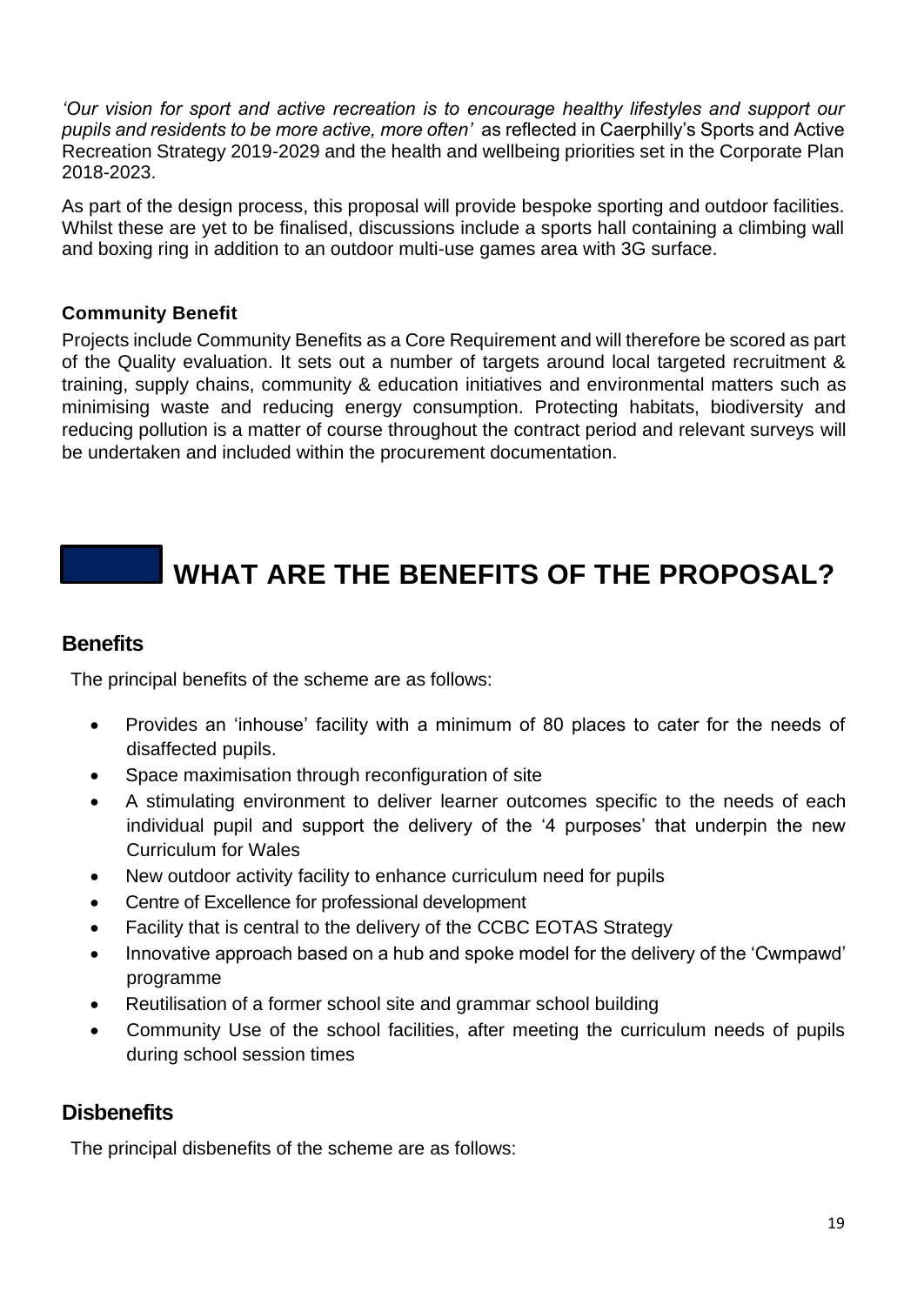*'Our vision for sport and active recreation is to encourage healthy lifestyles and support our pupils and residents to be more active, more often'* as reflected in Caerphilly's Sports and Active Recreation Strategy 2019-2029 and the health and wellbeing priorities set in the Corporate Plan 2018-2023.

As part of the design process, this proposal will provide bespoke sporting and outdoor facilities. Whilst these are yet to be finalised, discussions include a sports hall containing a climbing wall and boxing ring in addition to an outdoor multi-use games area with 3G surface.

**Community Benefit**

Projects include Community Benefits as a Core Requirement and will therefore be scored as part of the Quality evaluation. It sets out a number of targets around local targeted recruitment & training, supply chains, community & education initiatives and environmental matters such as minimising waste and reducing energy consumption. Protecting habitats, biodiversity and reducing pollution is a matter of course throughout the contract period and relevant surveys will be undertaken and included within the procurement documentation.

# WHAT ARE THE BENEFITS OF THE PROPOSAL?

## Benefits

The principal benefits of the scheme are as follows:

- Provides an 'inhouse' facility with a minimum of 80 places to cater for the needs of disaffected pupils.
- Space maximisation through reconfiguration of site
- A stimulating environment to deliver learner outcomes specific to the needs of each individual pupil and support the delivery of the '4 purposes' that underpin the new Curriculum for Wales
- New outdoor activity facility to enhance curriculum need for pupils
- Centre of Excellence for professional development
- Facility that is central to the delivery of the CCBC EOTAS Strategy
- Innovative approach based on a hub and spoke model for the delivery of the 'Cwmpawd' programme
- Reutilisation of a former school site and grammar school building
- Community Use of the school facilities, after meeting the curriculum needs of pupils during school session times

## Disbenefits

The principal disbenefits of the scheme are as follows: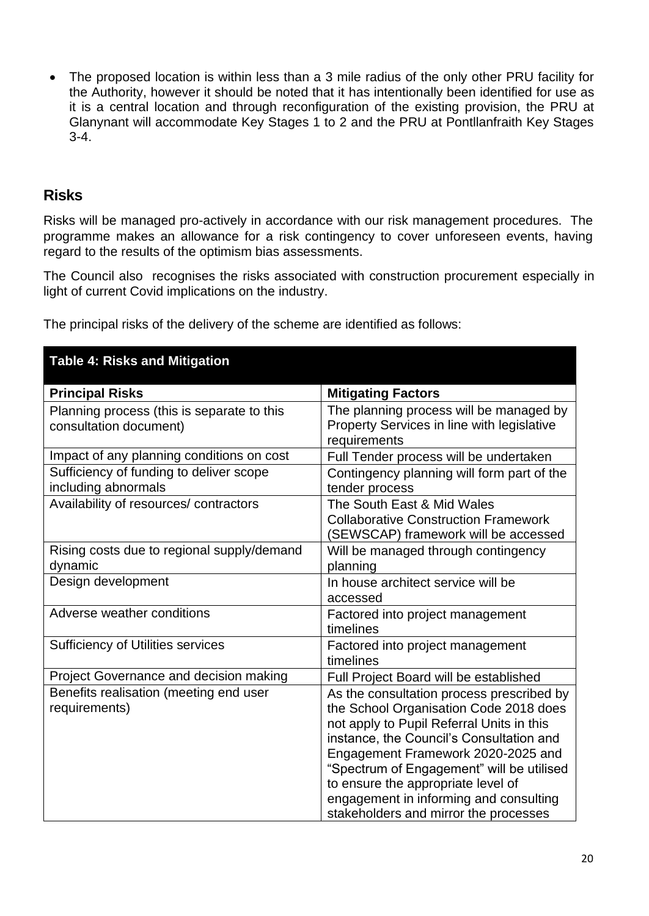- The proposed location is within less than a 3 mile radius of the only other PRU facility for the Authority, however it should be noted that it has intentionally been identified for use as it is a central location and through reconfiguration of the existing provision, the PRU at Glanynant will accommodate Key Stages 1 to 2 and the PRU at Pontllanfraith Key Stages 3-4.

## Risks

Risks will be managed pro-actively in accordance with our risk management procedures. The programme makes an allowance for a risk contingency to cover unforeseen events, having regard to the results of the optimism bias assessments.

The Council also recognises the risks associated with construction procurement especially in light of current Covid implications on the industry.

The principal risks of the delivery of the scheme are identified as follows:

**Table 4: Risks and Mitigation**

| Principal Risks | Mitigating Factors |
|---|---|
| Planning process (this is separate to this consultation document) | The planning process will be managed by Property Services in line with legislative requirements |
| Impact of any planning conditions on cost | Full Tender process will be undertaken |
| Sufficiency of funding to deliver scope including abnormals | Contingency planning will form part of the tender process |
| Availability of resources/ contractors | The South East & Mid Wales Collaborative Construction Framework (SEWSCAP) framework will be accessed |
| Rising costs due to regional supply/demand dynamic | Will be managed through contingency planning |
| Design development | In house architect service will be accessed |
| Adverse weather conditions | Factored into project management timelines |
| Sufficiency of Utilities services | Factored into project management timelines |
| Project Governance and decision making | Full Project Board will be established |
| Benefits realisation (meeting end user requirements) | As the consultation process prescribed by the School Organisation Code 2018 does not apply to Pupil Referral Units in this instance, the Council's Consultation and Engagement Framework 2020-2025 and "Spectrum of Engagement" will be utilised to ensure the appropriate level of engagement in informing and consulting stakeholders and mirror the processes |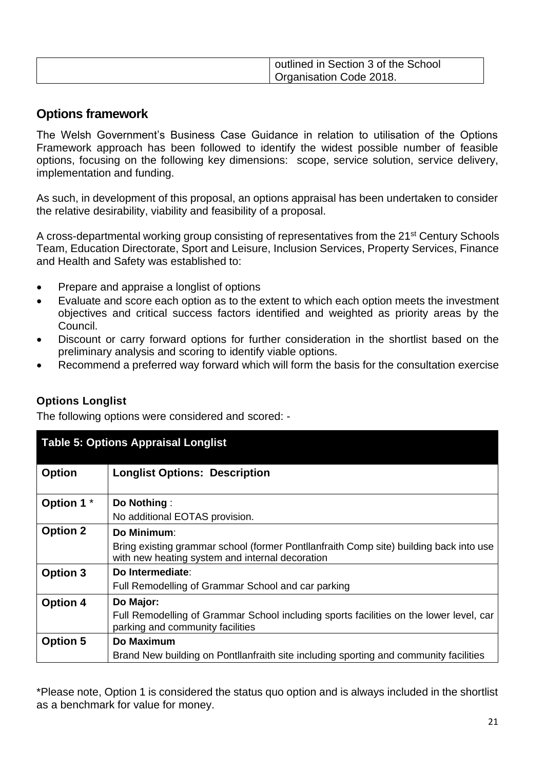| | outlined in Section 3 of the School Organisation Code 2018. |
|---|---|

## Options framework

The Welsh Government's Business Case Guidance in relation to utilisation of the Options Framework approach has been followed to identify the widest possible number of feasible options, focusing on the following key dimensions: scope, service solution, service delivery, implementation and funding.

As such, in development of this proposal, an options appraisal has been undertaken to consider the relative desirability, viability and feasibility of a proposal.

A cross-departmental working group consisting of representatives from the 21st Century Schools Team, Education Directorate, Sport and Leisure, Inclusion Services, Property Services, Finance and Health and Safety was established to:

- Prepare and appraise a longlist of options
- Evaluate and score each option as to the extent to which each option meets the investment objectives and critical success factors identified and weighted as priority areas by the Council.
- Discount or carry forward options for further consideration in the shortlist based on the preliminary analysis and scoring to identify viable options.
- Recommend a preferred way forward which will form the basis for the consultation exercise

### Options Longlist

The following options were considered and scored: -

**Table 5: Options Appraisal Longlist**

| Option | Longlist Options: Description |
|---|---|
| Option 1 * | **Do Nothing** :<br>No additional EOTAS provision. |
| **Option 2** | **Do Minimum**:<br>Bring existing grammar school (former Pontllanfraith Comp site) building back into use with new heating system and internal decoration |
| **Option 3** | **Do Intermediate**:<br>Full Remodelling of Grammar School and car parking |
| **Option 4** | **Do Major:**<br>Full Remodelling of Grammar School including sports facilities on the lower level, car parking and community facilities |
| **Option 5** | **Do Maximum**<br>Brand New building on Pontllanfraith site including sporting and community facilities |

*Please note, Option 1 is considered the status quo option and is always included in the shortlist as a benchmark for value for money.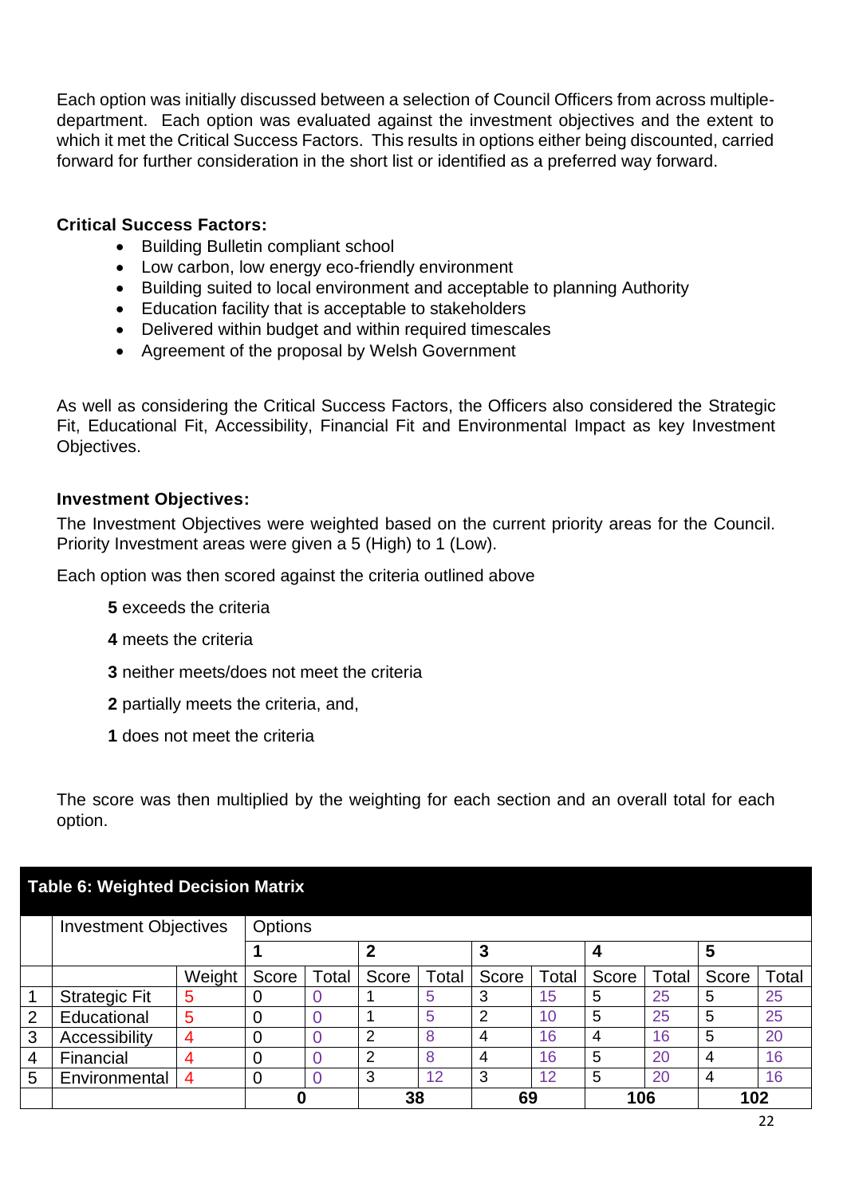Each option was initially discussed between a selection of Council Officers from across multiple-department. Each option was evaluated against the investment objectives and the extent to which it met the Critical Success Factors. This results in options either being discounted, carried forward for further consideration in the short list or identified as a preferred way forward.

**Critical Success Factors:**

- Building Bulletin compliant school
- Low carbon, low energy eco-friendly environment
- Building suited to local environment and acceptable to planning Authority
- Education facility that is acceptable to stakeholders
- Delivered within budget and within required timescales
- Agreement of the proposal by Welsh Government

As well as considering the Critical Success Factors, the Officers also considered the Strategic Fit, Educational Fit, Accessibility, Financial Fit and Environmental Impact as key Investment Objectives.

**Investment Objectives:**

The Investment Objectives were weighted based on the current priority areas for the Council. Priority Investment areas were given a 5 (High) to 1 (Low).

Each option was then scored against the criteria outlined above

**5** exceeds the criteria

**4** meets the criteria

**3** neither meets/does not meet the criteria

**2** partially meets the criteria, and,

**1** does not meet the criteria

The score was then multiplied by the weighting for each section and an overall total for each option.

**Table 6: Weighted Decision Matrix**

| | Investment Objectives | | Options | | | | | | | | | |
|---|---|---|---|---|---|---|---|---|---|---|---|---|
| | | | **1** | | **2** | | **3** | | **4** | | **5** | |
| | | Weight | Score | Total | Score | Total | Score | Total | Score | Total | Score | Total |
| 1 | Strategic Fit | 5 | 0 | 0 | 1 | 5 | 3 | 15 | 5 | 25 | 5 | 25 |
| 2 | Educational | 5 | 0 | 0 | 1 | 5 | 2 | 10 | 5 | 25 | 5 | 25 |
| 3 | Accessibility | 4 | 0 | 0 | 2 | 8 | 4 | 16 | 4 | 16 | 5 | 20 |
| 4 | Financial | 4 | 0 | 0 | 2 | 8 | 4 | 16 | 5 | 20 | 4 | 16 |
| 5 | Environmental | 4 | 0 | 0 | 3 | 12 | 3 | 12 | 5 | 20 | 4 | 16 |
| | | | **0** | | **38** | | **69** | | **106** | | **102** | |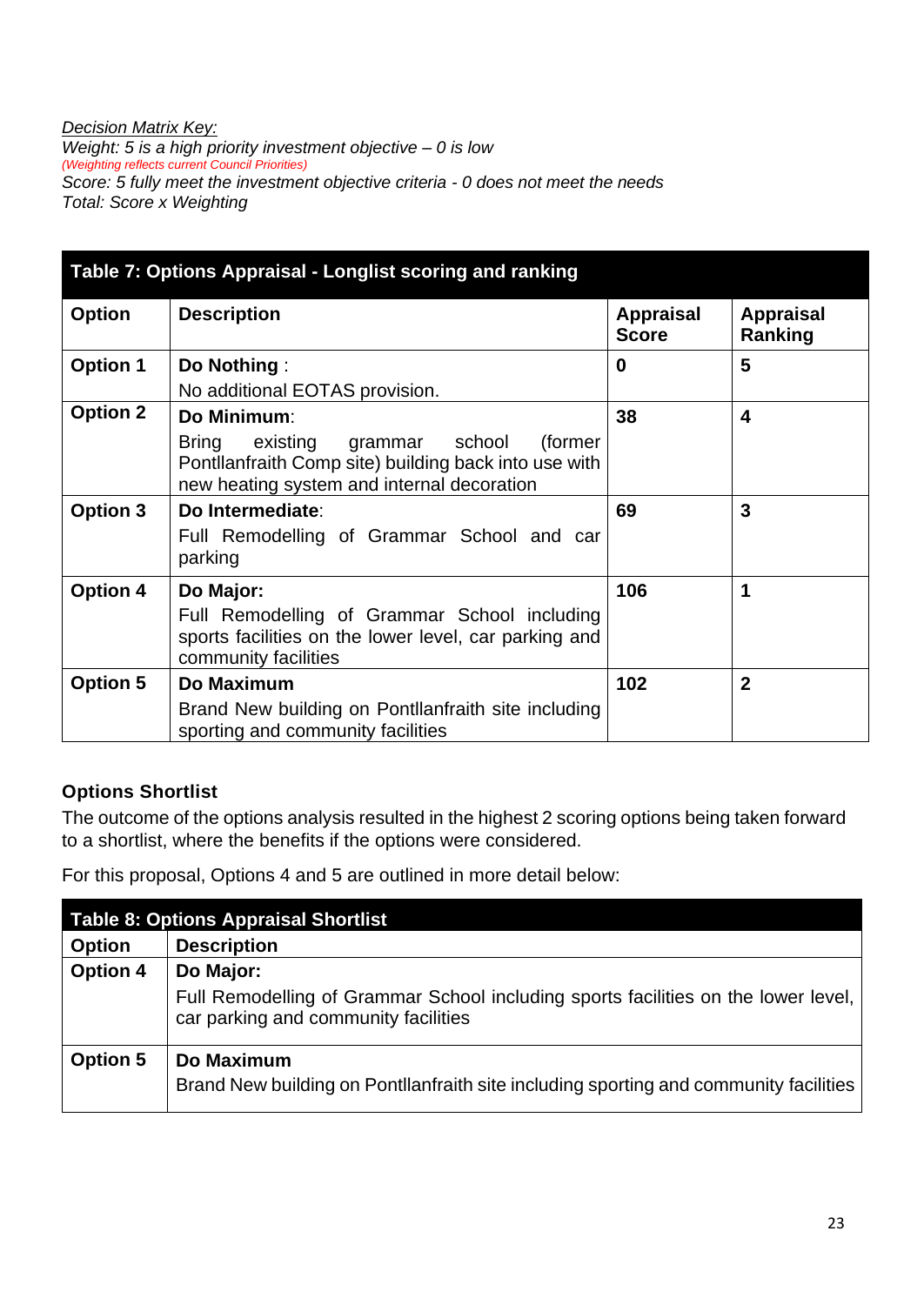*<u>Decision Matrix Key:</u>*
*Weight: 5 is a high priority investment objective – 0 is low*
*(Weighting reflects current Council Priorities)*
*Score: 5 fully meet the investment objective criteria - 0 does not meet the needs*
*Total: Score x Weighting*

| **Table 7: Options Appraisal - Longlist scoring and ranking** | | | |
|---|---|---|---|
| **Option** | **Description** | **Appraisal Score** | **Appraisal Ranking** |
| **Option 1** | **Do Nothing** :<br>No additional EOTAS provision. | **0** | **5** |
| **Option 2** | **Do Minimum**:<br>Bring existing grammar school (former Pontllanfraith Comp site) building back into use with new heating system and internal decoration | **38** | **4** |
| **Option 3** | **Do Intermediate**:<br>Full Remodelling of Grammar School and car parking | **69** | **3** |
| **Option 4** | **Do Major:**<br>Full Remodelling of Grammar School including sports facilities on the lower level, car parking and community facilities | **106** | **1** |
| **Option 5** | **Do Maximum**<br>Brand New building on Pontllanfraith site including sporting and community facilities | **102** | **2** |

**Options Shortlist**

The outcome of the options analysis resulted in the highest 2 scoring options being taken forward to a shortlist, where the benefits if the options were considered.

For this proposal, Options 4 and 5 are outlined in more detail below:

| **Table 8: Options Appraisal Shortlist** | |
|---|---|
| **Option** | **Description** |
| **Option 4** | **Do Major:**<br>Full Remodelling of Grammar School including sports facilities on the lower level, car parking and community facilities |
| **Option 5** | **Do Maximum**<br>Brand New building on Pontllanfraith site including sporting and community facilities |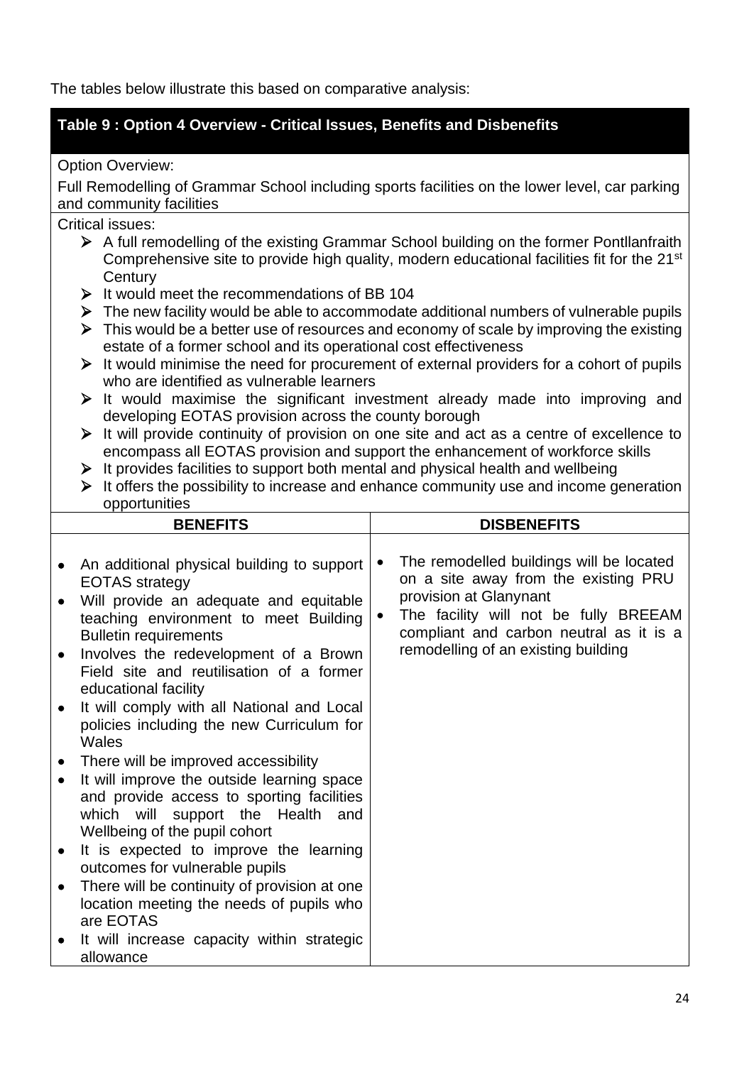The tables below illustrate this based on comparative analysis:

**Table 9 : Option 4 Overview - Critical Issues, Benefits and Disbenefits**

Option Overview:

Full Remodelling of Grammar School including sports facilities on the lower level, car parking and community facilities

Critical issues:

- A full remodelling of the existing Grammar School building on the former Pontllanfraith Comprehensive site to provide high quality, modern educational facilities fit for the 21st Century
- It would meet the recommendations of BB 104
- The new facility would be able to accommodate additional numbers of vulnerable pupils
- This would be a better use of resources and economy of scale by improving the existing estate of a former school and its operational cost effectiveness
- It would minimise the need for procurement of external providers for a cohort of pupils who are identified as vulnerable learners
- It would maximise the significant investment already made into improving and developing EOTAS provision across the county borough
- It will provide continuity of provision on one site and act as a centre of excellence to encompass all EOTAS provision and support the enhancement of workforce skills
- It provides facilities to support both mental and physical health and wellbeing
- It offers the possibility to increase and enhance community use and income generation opportunities

| BENEFITS | DISBENEFITS |
|---|---|
| • An additional physical building to support EOTAS strategy<br>• Will provide an adequate and equitable teaching environment to meet Building Bulletin requirements<br>• Involves the redevelopment of a Brown Field site and reutilisation of a former educational facility<br>• It will comply with all National and Local policies including the new Curriculum for Wales<br>• There will be improved accessibility<br>• It will improve the outside learning space and provide access to sporting facilities which will support the Health and Wellbeing of the pupil cohort<br>• It is expected to improve the learning outcomes for vulnerable pupils<br>• There will be continuity of provision at one location meeting the needs of pupils who are EOTAS<br>• It will increase capacity within strategic allowance | • The remodelled buildings will be located on a site away from the existing PRU provision at Glanynant<br>• The facility will not be fully BREEAM compliant and carbon neutral as it is a remodelling of an existing building |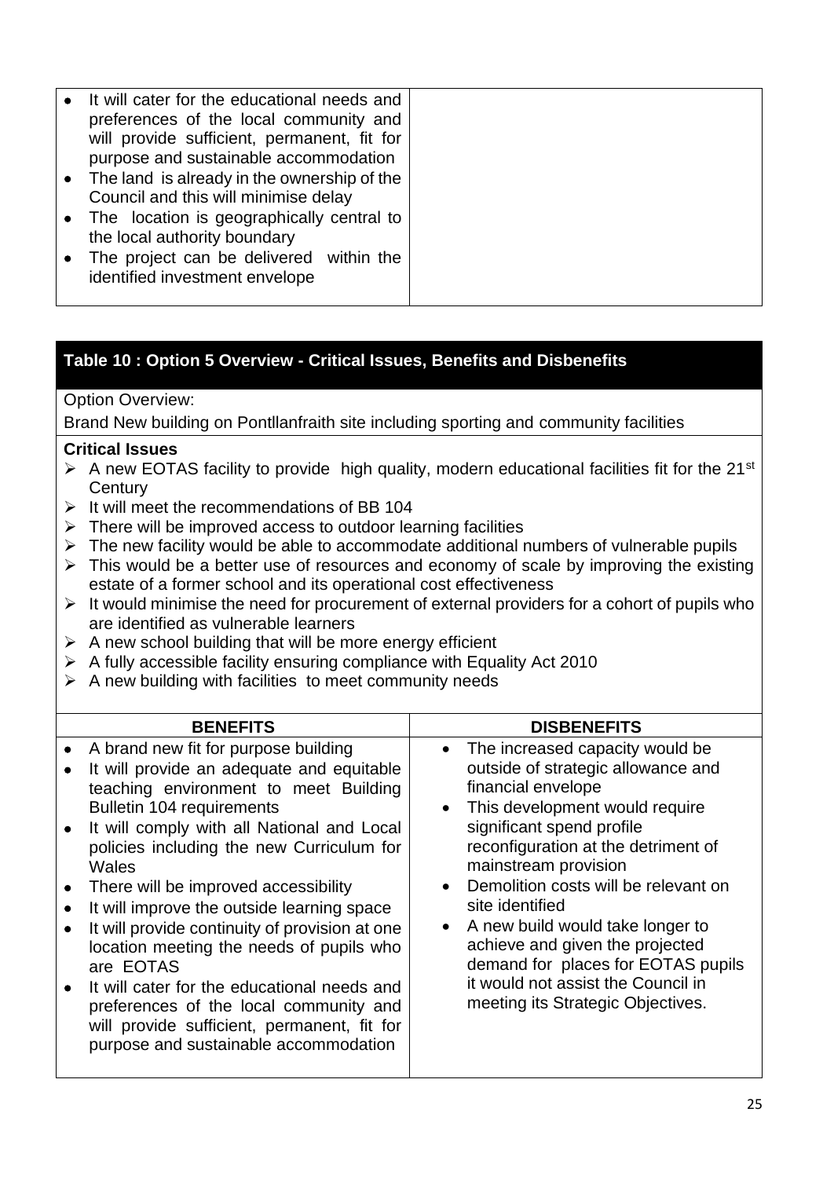| | |
|---|---|
| • It will cater for the educational needs and preferences of the local community and will provide sufficient, permanent, fit for purpose and sustainable accommodation<br>• The land is already in the ownership of the Council and this will minimise delay<br>• The location is geographically central to the local authority boundary<br>• The project can be delivered within the identified investment envelope | |

**Table 10 : Option 5 Overview - Critical Issues, Benefits and Disbenefits**

Option Overview:

Brand New building on Pontllanfraith site including sporting and community facilities

**Critical Issues**

- A new EOTAS facility to provide high quality, modern educational facilities fit for the 21st Century
- It will meet the recommendations of BB 104
- There will be improved access to outdoor learning facilities
- The new facility would be able to accommodate additional numbers of vulnerable pupils
- This would be a better use of resources and economy of scale by improving the existing estate of a former school and its operational cost effectiveness
- It would minimise the need for procurement of external providers for a cohort of pupils who are identified as vulnerable learners
- A new school building that will be more energy efficient
- A fully accessible facility ensuring compliance with Equality Act 2010
- A new building with facilities to meet community needs

| BENEFITS | DISBENEFITS |
|---|---|
| • A brand new fit for purpose building<br>• It will provide an adequate and equitable teaching environment to meet Building Bulletin 104 requirements<br>• It will comply with all National and Local policies including the new Curriculum for Wales<br>• There will be improved accessibility<br>• It will improve the outside learning space<br>• It will provide continuity of provision at one location meeting the needs of pupils who are EOTAS<br>• It will cater for the educational needs and preferences of the local community and will provide sufficient, permanent, fit for purpose and sustainable accommodation | • The increased capacity would be outside of strategic allowance and financial envelope<br>• This development would require significant spend profile reconfiguration at the detriment of mainstream provision<br>• Demolition costs will be relevant on site identified<br>• A new build would take longer to achieve and given the projected demand for places for EOTAS pupils it would not assist the Council in meeting its Strategic Objectives. |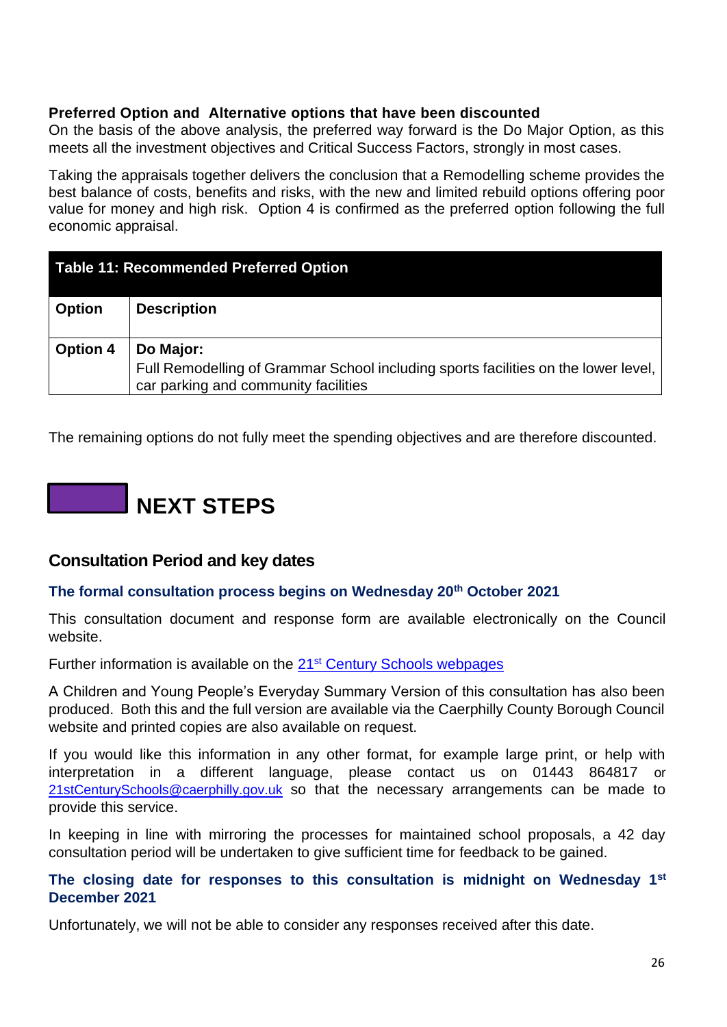**Preferred Option and Alternative options that have been discounted**
On the basis of the above analysis, the preferred way forward is the Do Major Option, as this meets all the investment objectives and Critical Success Factors, strongly in most cases.

Taking the appraisals together delivers the conclusion that a Remodelling scheme provides the best balance of costs, benefits and risks, with the new and limited rebuild options offering poor value for money and high risk. Option 4 is confirmed as the preferred option following the full economic appraisal.

**Table 11: Recommended Preferred Option**

| Option | Description |
| --- | --- |
| **Option 4** | **Do Major:** Full Remodelling of Grammar School including sports facilities on the lower level, car parking and community facilities |

The remaining options do not fully meet the spending objectives and are therefore discounted.

# NEXT STEPS

## Consultation Period and key dates

### The formal consultation process begins on Wednesday 20th October 2021

This consultation document and response form are available electronically on the Council website.

Further information is available on the 21st Century Schools webpages

A Children and Young People's Everyday Summary Version of this consultation has also been produced. Both this and the full version are available via the Caerphilly County Borough Council website and printed copies are also available on request.

If you would like this information in any other format, for example large print, or help with interpretation in a different language, please contact us on 01443 864817 or 21stCenturySchools@caerphilly.gov.uk so that the necessary arrangements can be made to provide this service.

In keeping in line with mirroring the processes for maintained school proposals, a 42 day consultation period will be undertaken to give sufficient time for feedback to be gained.

**The closing date for responses to this consultation is midnight on Wednesday 1st December 2021**

Unfortunately, we will not be able to consider any responses received after this date.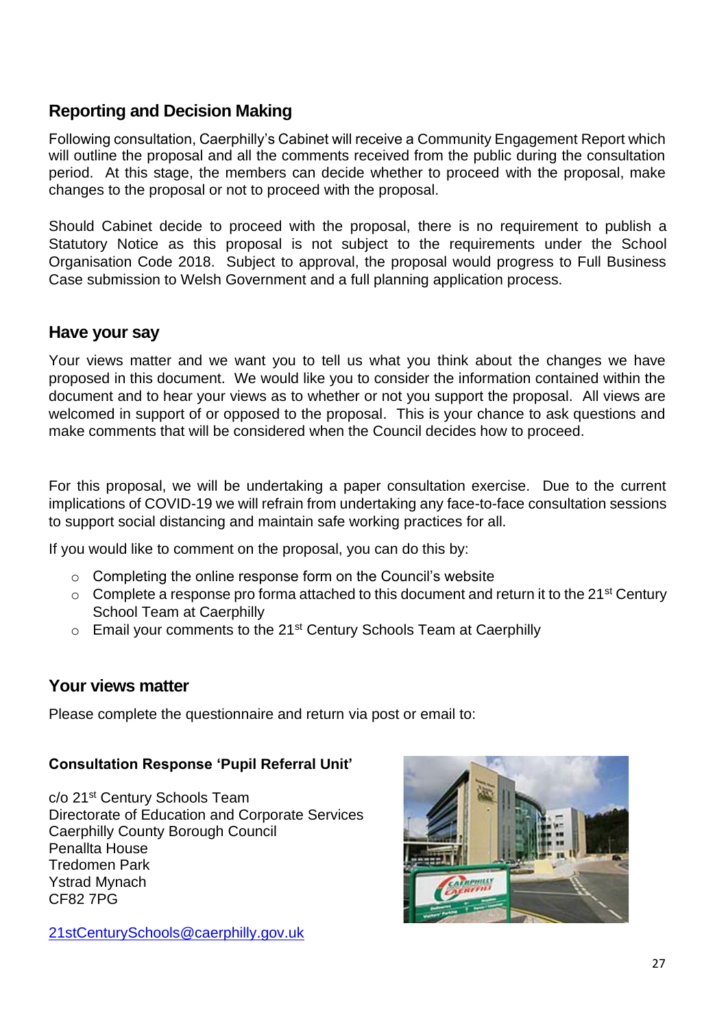## Reporting and Decision Making

Following consultation, Caerphilly's Cabinet will receive a Community Engagement Report which will outline the proposal and all the comments received from the public during the consultation period. At this stage, the members can decide whether to proceed with the proposal, make changes to the proposal or not to proceed with the proposal.

Should Cabinet decide to proceed with the proposal, there is no requirement to publish a Statutory Notice as this proposal is not subject to the requirements under the School Organisation Code 2018. Subject to approval, the proposal would progress to Full Business Case submission to Welsh Government and a full planning application process.

## Have your say

Your views matter and we want you to tell us what you think about the changes we have proposed in this document. We would like you to consider the information contained within the document and to hear your views as to whether or not you support the proposal. All views are welcomed in support of or opposed to the proposal. This is your chance to ask questions and make comments that will be considered when the Council decides how to proceed.

For this proposal, we will be undertaking a paper consultation exercise. Due to the current implications of COVID-19 we will refrain from undertaking any face-to-face consultation sessions to support social distancing and maintain safe working practices for all.

If you would like to comment on the proposal, you can do this by:

- Completing the online response form on the Council's website
- Complete a response pro forma attached to this document and return it to the 21st Century School Team at Caerphilly
- Email your comments to the 21st Century Schools Team at Caerphilly

## Your views matter

Please complete the questionnaire and return via post or email to:

**Consultation Response 'Pupil Referral Unit'**

c/o 21st Century Schools Team
Directorate of Education and Corporate Services
Caerphilly County Borough Council
Penallta House
Tredomen Park
Ystrad Mynach
CF82 7PG

21stCenturySchools@caerphilly.gov.uk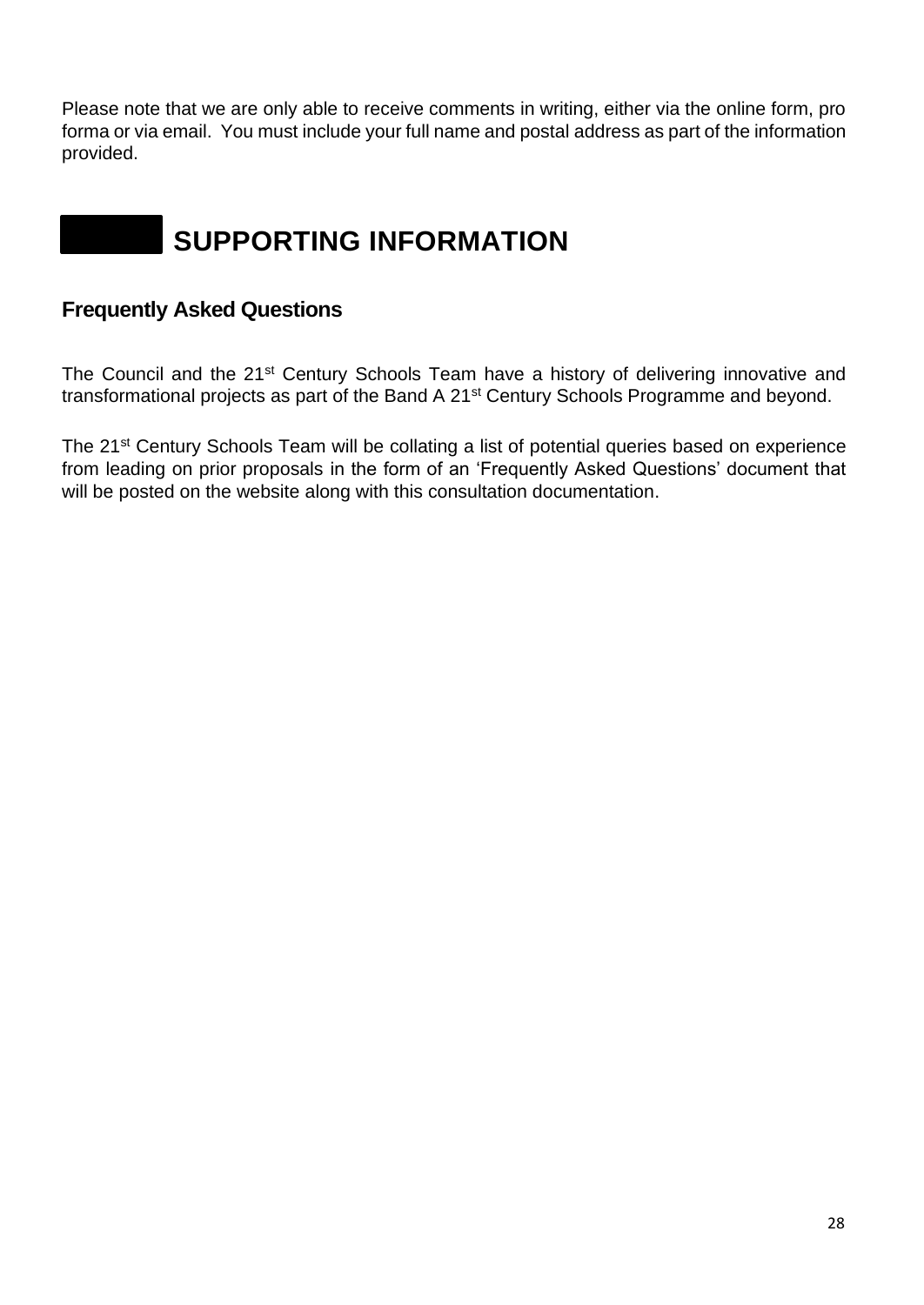Please note that we are only able to receive comments in writing, either via the online form, pro forma or via email. You must include your full name and postal address as part of the information provided.

# SUPPORTING INFORMATION

## Frequently Asked Questions

The Council and the 21st Century Schools Team have a history of delivering innovative and transformational projects as part of the Band A 21st Century Schools Programme and beyond.

The 21st Century Schools Team will be collating a list of potential queries based on experience from leading on prior proposals in the form of an 'Frequently Asked Questions' document that will be posted on the website along with this consultation documentation.